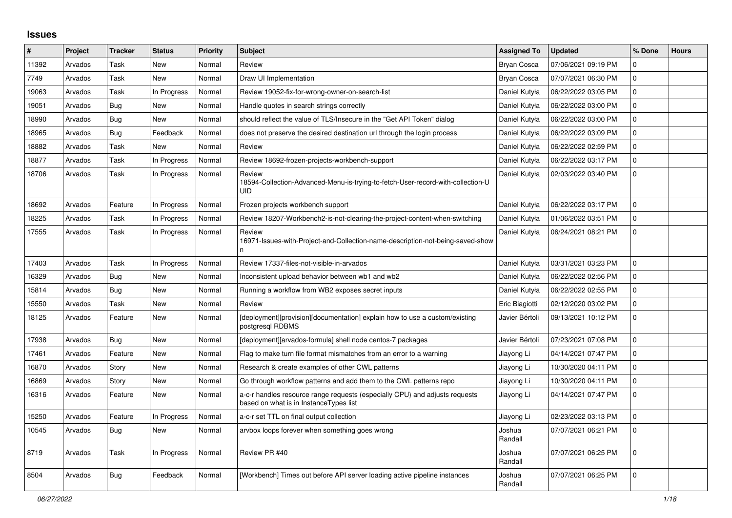## Issues

| # | Project | Tracker | Status | Priority | Subject | Assigned To | Updated | % Done | Hours |
|---|---|---|---|---|---|---|---|---|---|
| 11392 | Arvados | Task | New | Normal | Review | Bryan Cosca | 07/06/2021 09:19 PM | 0 | |
| 7749 | Arvados | Task | New | Normal | Draw UI Implementation | Bryan Cosca | 07/07/2021 06:30 PM | 0 | |
| 19063 | Arvados | Task | In Progress | Normal | Review 19052-fix-for-wrong-owner-on-search-list | Daniel Kutyła | 06/22/2022 03:05 PM | 0 | |
| 19051 | Arvados | Bug | New | Normal | Handle quotes in search strings correctly | Daniel Kutyła | 06/22/2022 03:00 PM | 0 | |
| 18990 | Arvados | Bug | New | Normal | should reflect the value of TLS/Insecure in the "Get API Token" dialog | Daniel Kutyła | 06/22/2022 03:00 PM | 0 | |
| 18965 | Arvados | Bug | Feedback | Normal | does not preserve the desired destination url through the login process | Daniel Kutyła | 06/22/2022 03:09 PM | 0 | |
| 18882 | Arvados | Task | New | Normal | Review | Daniel Kutyła | 06/22/2022 02:59 PM | 0 | |
| 18877 | Arvados | Task | In Progress | Normal | Review 18692-frozen-projects-workbench-support | Daniel Kutyła | 06/22/2022 03:17 PM | 0 | |
| 18706 | Arvados | Task | In Progress | Normal | Review 18594-Collection-Advanced-Menu-is-trying-to-fetch-User-record-with-collection-UUID | Daniel Kutyła | 02/03/2022 03:40 PM | 0 | |
| 18692 | Arvados | Feature | In Progress | Normal | Frozen projects workbench support | Daniel Kutyła | 06/22/2022 03:17 PM | 0 | |
| 18225 | Arvados | Task | In Progress | Normal | Review 18207-Workbench2-is-not-clearing-the-project-content-when-switching | Daniel Kutyła | 01/06/2022 03:51 PM | 0 | |
| 17555 | Arvados | Task | In Progress | Normal | Review 16971-Issues-with-Project-and-Collection-name-description-not-being-saved-shown | Daniel Kutyła | 06/24/2021 08:21 PM | 0 | |
| 17403 | Arvados | Task | In Progress | Normal | Review 17337-files-not-visible-in-arvados | Daniel Kutyła | 03/31/2021 03:23 PM | 0 | |
| 16329 | Arvados | Bug | New | Normal | Inconsistent upload behavior between wb1 and wb2 | Daniel Kutyła | 06/22/2022 02:56 PM | 0 | |
| 15814 | Arvados | Bug | New | Normal | Running a workflow from WB2 exposes secret inputs | Daniel Kutyła | 06/22/2022 02:55 PM | 0 | |
| 15550 | Arvados | Task | New | Normal | Review | Eric Biagiotti | 02/12/2020 03:02 PM | 0 | |
| 18125 | Arvados | Feature | New | Normal | [deployment][provision][documentation] explain how to use a custom/existing postgresql RDBMS | Javier Bértoli | 09/13/2021 10:12 PM | 0 | |
| 17938 | Arvados | Bug | New | Normal | [deployment][arvados-formula] shell node centos-7 packages | Javier Bértoli | 07/23/2021 07:08 PM | 0 | |
| 17461 | Arvados | Feature | New | Normal | Flag to make turn file format mismatches from an error to a warning | Jiayong Li | 04/14/2021 07:47 PM | 0 | |
| 16870 | Arvados | Story | New | Normal | Research & create examples of other CWL patterns | Jiayong Li | 10/30/2020 04:11 PM | 0 | |
| 16869 | Arvados | Story | New | Normal | Go through workflow patterns and add them to the CWL patterns repo | Jiayong Li | 10/30/2020 04:11 PM | 0 | |
| 16316 | Arvados | Feature | New | Normal | a-c-r handles resource range requests (especially CPU) and adjusts requests based on what is in InstanceTypes list | Jiayong Li | 04/14/2021 07:47 PM | 0 | |
| 15250 | Arvados | Feature | In Progress | Normal | a-c-r set TTL on final output collection | Jiayong Li | 02/23/2022 03:13 PM | 0 | |
| 10545 | Arvados | Bug | New | Normal | arvbox loops forever when something goes wrong | Joshua Randall | 07/07/2021 06:21 PM | 0 | |
| 8719 | Arvados | Task | In Progress | Normal | Review PR #40 | Joshua Randall | 07/07/2021 06:25 PM | 0 | |
| 8504 | Arvados | Bug | Feedback | Normal | [Workbench] Times out before API server loading active pipeline instances | Joshua Randall | 07/07/2021 06:25 PM | 0 | |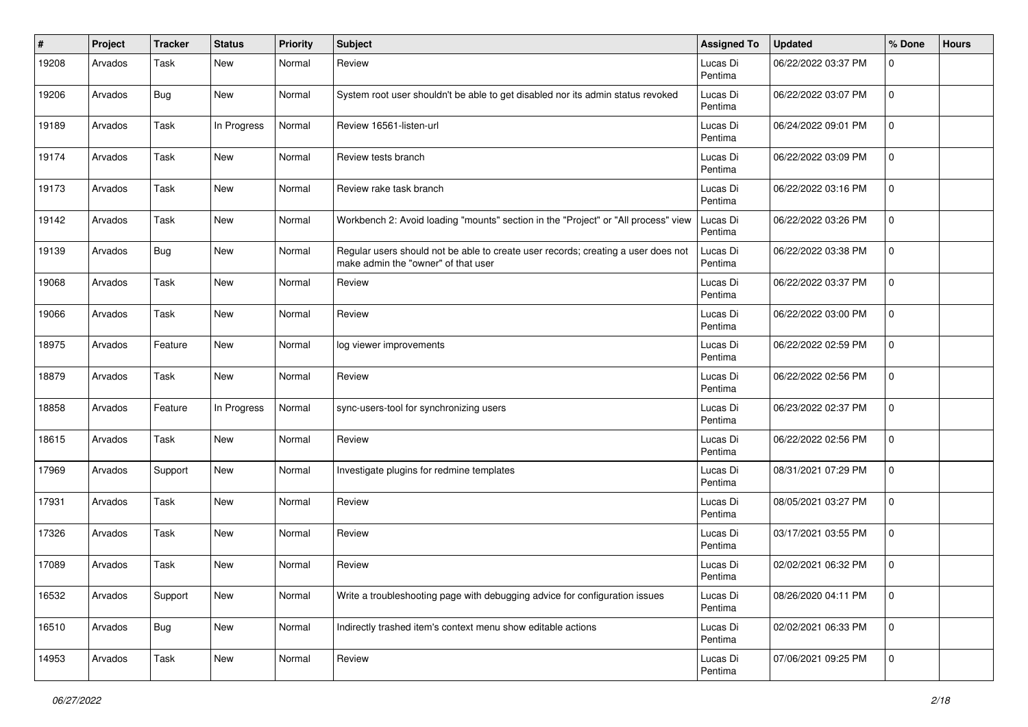| # | Project | Tracker | Status | Priority | Subject | Assigned To | Updated | % Done | Hours |
|---|---|---|---|---|---|---|---|---|---|
| 19208 | Arvados | Task | New | Normal | Review | Lucas Di Pentima | 06/22/2022 03:37 PM | 0 | |
| 19206 | Arvados | Bug | New | Normal | System root user shouldn't be able to get disabled nor its admin status revoked | Lucas Di Pentima | 06/22/2022 03:07 PM | 0 | |
| 19189 | Arvados | Task | In Progress | Normal | Review 16561-listen-url | Lucas Di Pentima | 06/24/2022 09:01 PM | 0 | |
| 19174 | Arvados | Task | New | Normal | Review tests branch | Lucas Di Pentima | 06/22/2022 03:09 PM | 0 | |
| 19173 | Arvados | Task | New | Normal | Review rake task branch | Lucas Di Pentima | 06/22/2022 03:16 PM | 0 | |
| 19142 | Arvados | Task | New | Normal | Workbench 2: Avoid loading "mounts" section in the "Project" or "All process" view | Lucas Di Pentima | 06/22/2022 03:26 PM | 0 | |
| 19139 | Arvados | Bug | New | Normal | Regular users should not be able to create user records; creating a user does not make admin the "owner" of that user | Lucas Di Pentima | 06/22/2022 03:38 PM | 0 | |
| 19068 | Arvados | Task | New | Normal | Review | Lucas Di Pentima | 06/22/2022 03:37 PM | 0 | |
| 19066 | Arvados | Task | New | Normal | Review | Lucas Di Pentima | 06/22/2022 03:00 PM | 0 | |
| 18975 | Arvados | Feature | New | Normal | log viewer improvements | Lucas Di Pentima | 06/22/2022 02:59 PM | 0 | |
| 18879 | Arvados | Task | New | Normal | Review | Lucas Di Pentima | 06/22/2022 02:56 PM | 0 | |
| 18858 | Arvados | Feature | In Progress | Normal | sync-users-tool for synchronizing users | Lucas Di Pentima | 06/23/2022 02:37 PM | 0 | |
| 18615 | Arvados | Task | New | Normal | Review | Lucas Di Pentima | 06/22/2022 02:56 PM | 0 | |
| 17969 | Arvados | Support | New | Normal | Investigate plugins for redmine templates | Lucas Di Pentima | 08/31/2021 07:29 PM | 0 | |
| 17931 | Arvados | Task | New | Normal | Review | Lucas Di Pentima | 08/05/2021 03:27 PM | 0 | |
| 17326 | Arvados | Task | New | Normal | Review | Lucas Di Pentima | 03/17/2021 03:55 PM | 0 | |
| 17089 | Arvados | Task | New | Normal | Review | Lucas Di Pentima | 02/02/2021 06:32 PM | 0 | |
| 16532 | Arvados | Support | New | Normal | Write a troubleshooting page with debugging advice for configuration issues | Lucas Di Pentima | 08/26/2020 04:11 PM | 0 | |
| 16510 | Arvados | Bug | New | Normal | Indirectly trashed item's context menu show editable actions | Lucas Di Pentima | 02/02/2021 06:33 PM | 0 | |
| 14953 | Arvados | Task | New | Normal | Review | Lucas Di Pentima | 07/06/2021 09:25 PM | 0 | |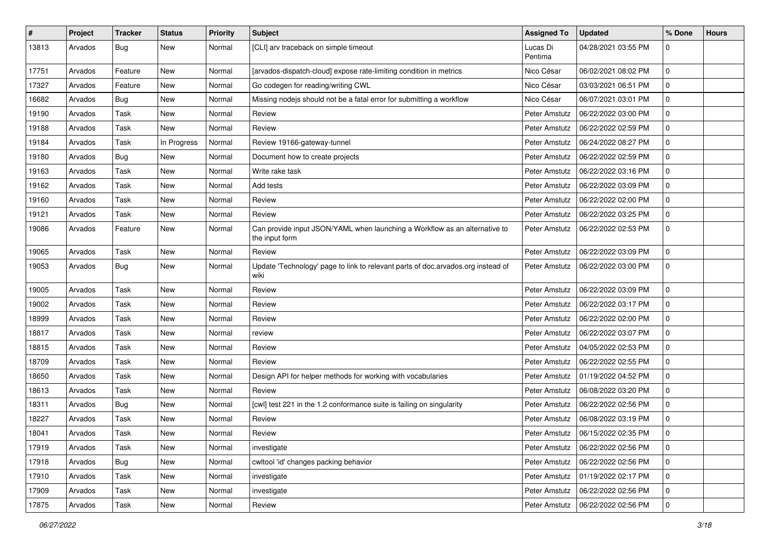| # | Project | Tracker | Status | Priority | Subject | Assigned To | Updated | % Done | Hours |
|---|---|---|---|---|---|---|---|---|---|
| 13813 | Arvados | Bug | New | Normal | [CLI] arv traceback on simple timeout | Lucas Di Pentima | 04/28/2021 03:55 PM | 0 | |
| 17751 | Arvados | Feature | New | Normal | [arvados-dispatch-cloud] expose rate-limiting condition in metrics | Nico César | 06/02/2021 08:02 PM | 0 | |
| 17327 | Arvados | Feature | New | Normal | Go codegen for reading/writing CWL | Nico César | 03/03/2021 06:51 PM | 0 | |
| 16682 | Arvados | Bug | New | Normal | Missing nodejs should not be a fatal error for submitting a workflow | Nico César | 06/07/2021 03:01 PM | 0 | |
| 19190 | Arvados | Task | New | Normal | Review | Peter Amstutz | 06/22/2022 03:00 PM | 0 | |
| 19188 | Arvados | Task | New | Normal | Review | Peter Amstutz | 06/22/2022 02:59 PM | 0 | |
| 19184 | Arvados | Task | In Progress | Normal | Review 19166-gateway-tunnel | Peter Amstutz | 06/24/2022 08:27 PM | 0 | |
| 19180 | Arvados | Bug | New | Normal | Document how to create projects | Peter Amstutz | 06/22/2022 02:59 PM | 0 | |
| 19163 | Arvados | Task | New | Normal | Write rake task | Peter Amstutz | 06/22/2022 03:16 PM | 0 | |
| 19162 | Arvados | Task | New | Normal | Add tests | Peter Amstutz | 06/22/2022 03:09 PM | 0 | |
| 19160 | Arvados | Task | New | Normal | Review | Peter Amstutz | 06/22/2022 02:00 PM | 0 | |
| 19121 | Arvados | Task | New | Normal | Review | Peter Amstutz | 06/22/2022 03:25 PM | 0 | |
| 19086 | Arvados | Feature | New | Normal | Can provide input JSON/YAML when launching a Workflow as an alternative to the input form | Peter Amstutz | 06/22/2022 02:53 PM | 0 | |
| 19065 | Arvados | Task | New | Normal | Review | Peter Amstutz | 06/22/2022 03:09 PM | 0 | |
| 19053 | Arvados | Bug | New | Normal | Update 'Technology' page to link to relevant parts of doc.arvados.org instead of wiki | Peter Amstutz | 06/22/2022 03:00 PM | 0 | |
| 19005 | Arvados | Task | New | Normal | Review | Peter Amstutz | 06/22/2022 03:09 PM | 0 | |
| 19002 | Arvados | Task | New | Normal | Review | Peter Amstutz | 06/22/2022 03:17 PM | 0 | |
| 18999 | Arvados | Task | New | Normal | Review | Peter Amstutz | 06/22/2022 02:00 PM | 0 | |
| 18817 | Arvados | Task | New | Normal | review | Peter Amstutz | 06/22/2022 03:07 PM | 0 | |
| 18815 | Arvados | Task | New | Normal | Review | Peter Amstutz | 04/05/2022 02:53 PM | 0 | |
| 18709 | Arvados | Task | New | Normal | Review | Peter Amstutz | 06/22/2022 02:55 PM | 0 | |
| 18650 | Arvados | Task | New | Normal | Design API for helper methods for working with vocabularies | Peter Amstutz | 01/19/2022 04:52 PM | 0 | |
| 18613 | Arvados | Task | New | Normal | Review | Peter Amstutz | 06/08/2022 03:20 PM | 0 | |
| 18311 | Arvados | Bug | New | Normal | [cwl] test 221 in the 1.2 conformance suite is failing on singularity | Peter Amstutz | 06/22/2022 02:56 PM | 0 | |
| 18227 | Arvados | Task | New | Normal | Review | Peter Amstutz | 06/08/2022 03:19 PM | 0 | |
| 18041 | Arvados | Task | New | Normal | Review | Peter Amstutz | 06/15/2022 02:35 PM | 0 | |
| 17919 | Arvados | Task | New | Normal | investigate | Peter Amstutz | 06/22/2022 02:56 PM | 0 | |
| 17918 | Arvados | Bug | New | Normal | cwltool 'id' changes packing behavior | Peter Amstutz | 06/22/2022 02:56 PM | 0 | |
| 17910 | Arvados | Task | New | Normal | investigate | Peter Amstutz | 01/19/2022 02:17 PM | 0 | |
| 17909 | Arvados | Task | New | Normal | investigate | Peter Amstutz | 06/22/2022 02:56 PM | 0 | |
| 17875 | Arvados | Task | New | Normal | Review | Peter Amstutz | 06/22/2022 02:56 PM | 0 | |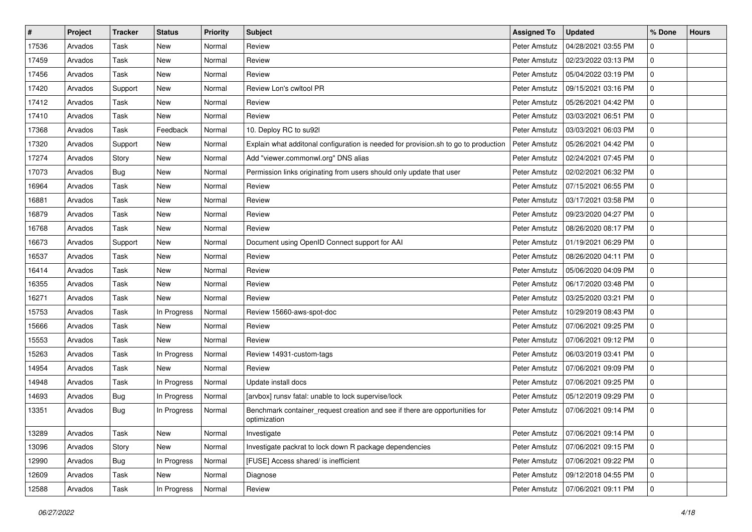| # | Project | Tracker | Status | Priority | Subject | Assigned To | Updated | % Done | Hours |
|---|---|---|---|---|---|---|---|---|---|
| 17536 | Arvados | Task | New | Normal | Review | Peter Amstutz | 04/28/2021 03:55 PM | 0 | |
| 17459 | Arvados | Task | New | Normal | Review | Peter Amstutz | 02/23/2022 03:13 PM | 0 | |
| 17456 | Arvados | Task | New | Normal | Review | Peter Amstutz | 05/04/2022 03:19 PM | 0 | |
| 17420 | Arvados | Support | New | Normal | Review Lon's cwltool PR | Peter Amstutz | 09/15/2021 03:16 PM | 0 | |
| 17412 | Arvados | Task | New | Normal | Review | Peter Amstutz | 05/26/2021 04:42 PM | 0 | |
| 17410 | Arvados | Task | New | Normal | Review | Peter Amstutz | 03/03/2021 06:51 PM | 0 | |
| 17368 | Arvados | Task | Feedback | Normal | 10. Deploy RC to su92l | Peter Amstutz | 03/03/2021 06:03 PM | 0 | |
| 17320 | Arvados | Support | New | Normal | Explain what additonal configuration is needed for provision.sh to go to production | Peter Amstutz | 05/26/2021 04:42 PM | 0 | |
| 17274 | Arvados | Story | New | Normal | Add "viewer.commonwl.org" DNS alias | Peter Amstutz | 02/24/2021 07:45 PM | 0 | |
| 17073 | Arvados | Bug | New | Normal | Permission links originating from users should only update that user | Peter Amstutz | 02/02/2021 06:32 PM | 0 | |
| 16964 | Arvados | Task | New | Normal | Review | Peter Amstutz | 07/15/2021 06:55 PM | 0 | |
| 16881 | Arvados | Task | New | Normal | Review | Peter Amstutz | 03/17/2021 03:58 PM | 0 | |
| 16879 | Arvados | Task | New | Normal | Review | Peter Amstutz | 09/23/2020 04:27 PM | 0 | |
| 16768 | Arvados | Task | New | Normal | Review | Peter Amstutz | 08/26/2020 08:17 PM | 0 | |
| 16673 | Arvados | Support | New | Normal | Document using OpenID Connect support for AAI | Peter Amstutz | 01/19/2021 06:29 PM | 0 | |
| 16537 | Arvados | Task | New | Normal | Review | Peter Amstutz | 08/26/2020 04:11 PM | 0 | |
| 16414 | Arvados | Task | New | Normal | Review | Peter Amstutz | 05/06/2020 04:09 PM | 0 | |
| 16355 | Arvados | Task | New | Normal | Review | Peter Amstutz | 06/17/2020 03:48 PM | 0 | |
| 16271 | Arvados | Task | New | Normal | Review | Peter Amstutz | 03/25/2020 03:21 PM | 0 | |
| 15753 | Arvados | Task | In Progress | Normal | Review 15660-aws-spot-doc | Peter Amstutz | 10/29/2019 08:43 PM | 0 | |
| 15666 | Arvados | Task | New | Normal | Review | Peter Amstutz | 07/06/2021 09:25 PM | 0 | |
| 15553 | Arvados | Task | New | Normal | Review | Peter Amstutz | 07/06/2021 09:12 PM | 0 | |
| 15263 | Arvados | Task | In Progress | Normal | Review 14931-custom-tags | Peter Amstutz | 06/03/2019 03:41 PM | 0 | |
| 14954 | Arvados | Task | New | Normal | Review | Peter Amstutz | 07/06/2021 09:09 PM | 0 | |
| 14948 | Arvados | Task | In Progress | Normal | Update install docs | Peter Amstutz | 07/06/2021 09:25 PM | 0 | |
| 14693 | Arvados | Bug | In Progress | Normal | [arvbox] runsv fatal: unable to lock supervise/lock | Peter Amstutz | 05/12/2019 09:29 PM | 0 | |
| 13351 | Arvados | Bug | In Progress | Normal | Benchmark container_request creation and see if there are opportunities for optimization | Peter Amstutz | 07/06/2021 09:14 PM | 0 | |
| 13289 | Arvados | Task | New | Normal | Investigate | Peter Amstutz | 07/06/2021 09:14 PM | 0 | |
| 13096 | Arvados | Story | New | Normal | Investigate packrat to lock down R package dependencies | Peter Amstutz | 07/06/2021 09:15 PM | 0 | |
| 12990 | Arvados | Bug | In Progress | Normal | [FUSE] Access shared/ is inefficient | Peter Amstutz | 07/06/2021 09:22 PM | 0 | |
| 12609 | Arvados | Task | New | Normal | Diagnose | Peter Amstutz | 09/12/2018 04:55 PM | 0 | |
| 12588 | Arvados | Task | In Progress | Normal | Review | Peter Amstutz | 07/06/2021 09:11 PM | 0 | |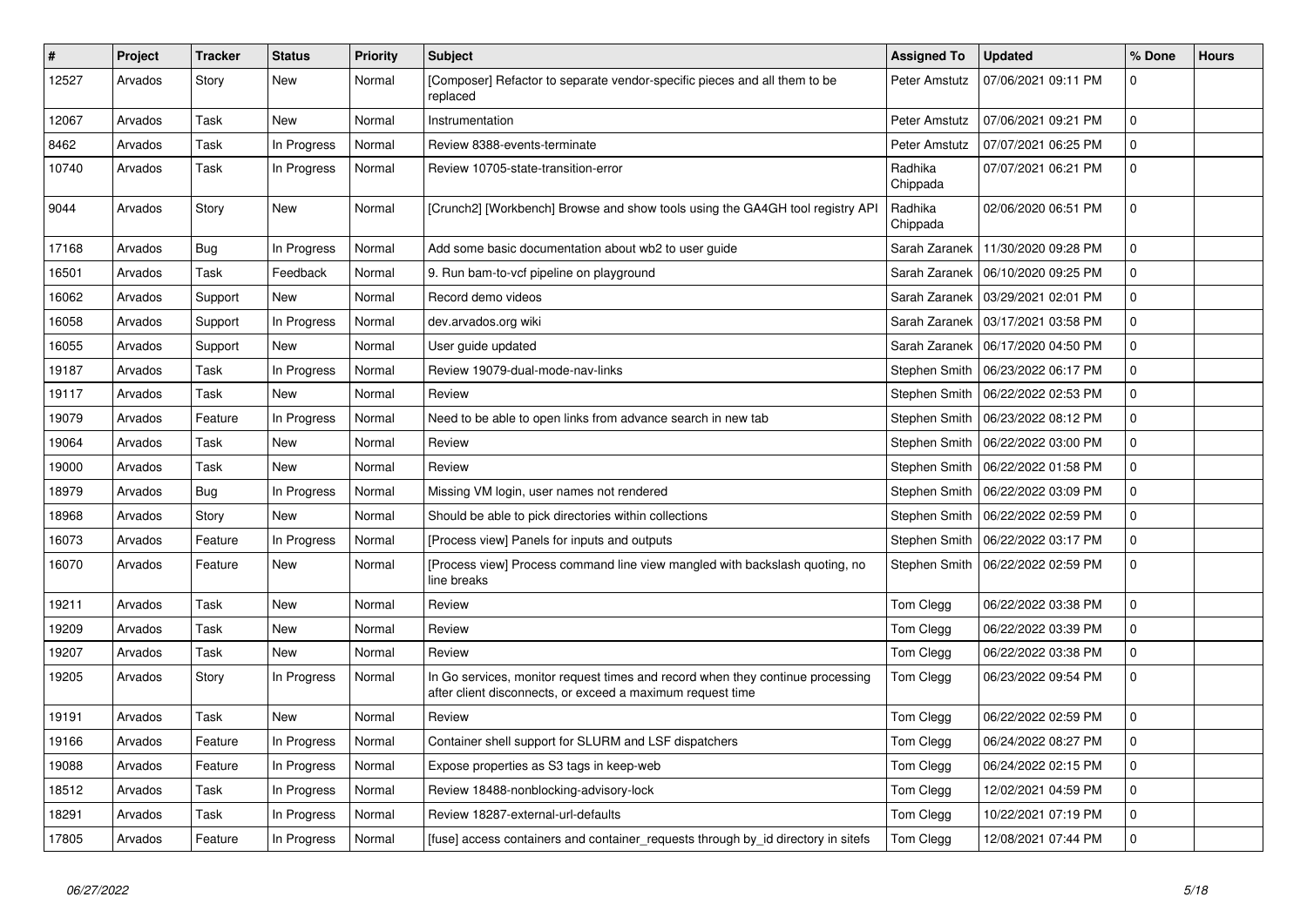| # | Project | Tracker | Status | Priority | Subject | Assigned To | Updated | % Done | Hours |
|---|---|---|---|---|---|---|---|---|---|
| 12527 | Arvados | Story | New | Normal | [Composer] Refactor to separate vendor-specific pieces and all them to be replaced | Peter Amstutz | 07/06/2021 09:11 PM | 0 | |
| 12067 | Arvados | Task | New | Normal | Instrumentation | Peter Amstutz | 07/06/2021 09:21 PM | 0 | |
| 8462 | Arvados | Task | In Progress | Normal | Review 8388-events-terminate | Peter Amstutz | 07/07/2021 06:25 PM | 0 | |
| 10740 | Arvados | Task | In Progress | Normal | Review 10705-state-transition-error | Radhika Chippada | 07/07/2021 06:21 PM | 0 | |
| 9044 | Arvados | Story | New | Normal | [Crunch2] [Workbench] Browse and show tools using the GA4GH tool registry API | Radhika Chippada | 02/06/2020 06:51 PM | 0 | |
| 17168 | Arvados | Bug | In Progress | Normal | Add some basic documentation about wb2 to user guide | Sarah Zaranek | 11/30/2020 09:28 PM | 0 | |
| 16501 | Arvados | Task | Feedback | Normal | 9. Run bam-to-vcf pipeline on playground | Sarah Zaranek | 06/10/2020 09:25 PM | 0 | |
| 16062 | Arvados | Support | New | Normal | Record demo videos | Sarah Zaranek | 03/29/2021 02:01 PM | 0 | |
| 16058 | Arvados | Support | In Progress | Normal | dev.arvados.org wiki | Sarah Zaranek | 03/17/2021 03:58 PM | 0 | |
| 16055 | Arvados | Support | New | Normal | User guide updated | Sarah Zaranek | 06/17/2020 04:50 PM | 0 | |
| 19187 | Arvados | Task | In Progress | Normal | Review 19079-dual-mode-nav-links | Stephen Smith | 06/23/2022 06:17 PM | 0 | |
| 19117 | Arvados | Task | New | Normal | Review | Stephen Smith | 06/22/2022 02:53 PM | 0 | |
| 19079 | Arvados | Feature | In Progress | Normal | Need to be able to open links from advance search in new tab | Stephen Smith | 06/23/2022 08:12 PM | 0 | |
| 19064 | Arvados | Task | New | Normal | Review | Stephen Smith | 06/22/2022 03:00 PM | 0 | |
| 19000 | Arvados | Task | New | Normal | Review | Stephen Smith | 06/22/2022 01:58 PM | 0 | |
| 18979 | Arvados | Bug | In Progress | Normal | Missing VM login, user names not rendered | Stephen Smith | 06/22/2022 03:09 PM | 0 | |
| 18968 | Arvados | Story | New | Normal | Should be able to pick directories within collections | Stephen Smith | 06/22/2022 02:59 PM | 0 | |
| 16073 | Arvados | Feature | In Progress | Normal | [Process view] Panels for inputs and outputs | Stephen Smith | 06/22/2022 03:17 PM | 0 | |
| 16070 | Arvados | Feature | New | Normal | [Process view] Process command line view mangled with backslash quoting, no line breaks | Stephen Smith | 06/22/2022 02:59 PM | 0 | |
| 19211 | Arvados | Task | New | Normal | Review | Tom Clegg | 06/22/2022 03:38 PM | 0 | |
| 19209 | Arvados | Task | New | Normal | Review | Tom Clegg | 06/22/2022 03:39 PM | 0 | |
| 19207 | Arvados | Task | New | Normal | Review | Tom Clegg | 06/22/2022 03:38 PM | 0 | |
| 19205 | Arvados | Story | In Progress | Normal | In Go services, monitor request times and record when they continue processing after client disconnects, or exceed a maximum request time | Tom Clegg | 06/23/2022 09:54 PM | 0 | |
| 19191 | Arvados | Task | New | Normal | Review | Tom Clegg | 06/22/2022 02:59 PM | 0 | |
| 19166 | Arvados | Feature | In Progress | Normal | Container shell support for SLURM and LSF dispatchers | Tom Clegg | 06/24/2022 08:27 PM | 0 | |
| 19088 | Arvados | Feature | In Progress | Normal | Expose properties as S3 tags in keep-web | Tom Clegg | 06/24/2022 02:15 PM | 0 | |
| 18512 | Arvados | Task | In Progress | Normal | Review 18488-nonblocking-advisory-lock | Tom Clegg | 12/02/2021 04:59 PM | 0 | |
| 18291 | Arvados | Task | In Progress | Normal | Review 18287-external-url-defaults | Tom Clegg | 10/22/2021 07:19 PM | 0 | |
| 17805 | Arvados | Feature | In Progress | Normal | [fuse] access containers and container_requests through by_id directory in sitefs | Tom Clegg | 12/08/2021 07:44 PM | 0 | |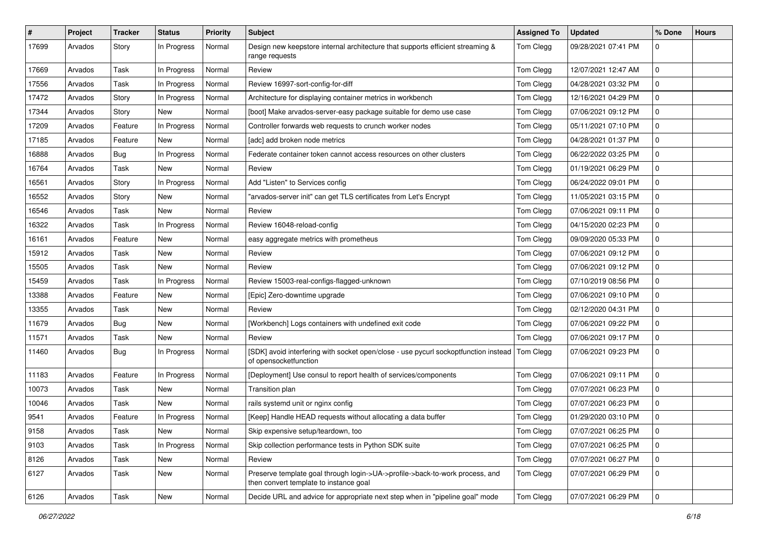| # | Project | Tracker | Status | Priority | Subject | Assigned To | Updated | % Done | Hours |
|---|---|---|---|---|---|---|---|---|---|
| 17699 | Arvados | Story | In Progress | Normal | Design new keepstore internal architecture that supports efficient streaming & range requests | Tom Clegg | 09/28/2021 07:41 PM | 0 | |
| 17669 | Arvados | Task | In Progress | Normal | Review | Tom Clegg | 12/07/2021 12:47 AM | 0 | |
| 17556 | Arvados | Task | In Progress | Normal | Review 16997-sort-config-for-diff | Tom Clegg | 04/28/2021 03:32 PM | 0 | |
| 17472 | Arvados | Story | In Progress | Normal | Architecture for displaying container metrics in workbench | Tom Clegg | 12/16/2021 04:29 PM | 0 | |
| 17344 | Arvados | Story | New | Normal | [boot] Make arvados-server-easy package suitable for demo use case | Tom Clegg | 07/06/2021 09:12 PM | 0 | |
| 17209 | Arvados | Feature | In Progress | Normal | Controller forwards web requests to crunch worker nodes | Tom Clegg | 05/11/2021 07:10 PM | 0 | |
| 17185 | Arvados | Feature | New | Normal | [adc] add broken node metrics | Tom Clegg | 04/28/2021 01:37 PM | 0 | |
| 16888 | Arvados | Bug | In Progress | Normal | Federate container token cannot access resources on other clusters | Tom Clegg | 06/22/2022 03:25 PM | 0 | |
| 16764 | Arvados | Task | New | Normal | Review | Tom Clegg | 01/19/2021 06:29 PM | 0 | |
| 16561 | Arvados | Story | In Progress | Normal | Add "Listen" to Services config | Tom Clegg | 06/24/2022 09:01 PM | 0 | |
| 16552 | Arvados | Story | New | Normal | "arvados-server init" can get TLS certificates from Let's Encrypt | Tom Clegg | 11/05/2021 03:15 PM | 0 | |
| 16546 | Arvados | Task | New | Normal | Review | Tom Clegg | 07/06/2021 09:11 PM | 0 | |
| 16322 | Arvados | Task | In Progress | Normal | Review 16048-reload-config | Tom Clegg | 04/15/2020 02:23 PM | 0 | |
| 16161 | Arvados | Feature | New | Normal | easy aggregate metrics with prometheus | Tom Clegg | 09/09/2020 05:33 PM | 0 | |
| 15912 | Arvados | Task | New | Normal | Review | Tom Clegg | 07/06/2021 09:12 PM | 0 | |
| 15505 | Arvados | Task | New | Normal | Review | Tom Clegg | 07/06/2021 09:12 PM | 0 | |
| 15459 | Arvados | Task | In Progress | Normal | Review 15003-real-configs-flagged-unknown | Tom Clegg | 07/10/2019 08:56 PM | 0 | |
| 13388 | Arvados | Feature | New | Normal | [Epic] Zero-downtime upgrade | Tom Clegg | 07/06/2021 09:10 PM | 0 | |
| 13355 | Arvados | Task | New | Normal | Review | Tom Clegg | 02/12/2020 04:31 PM | 0 | |
| 11679 | Arvados | Bug | New | Normal | [Workbench] Logs containers with undefined exit code | Tom Clegg | 07/06/2021 09:22 PM | 0 | |
| 11571 | Arvados | Task | New | Normal | Review | Tom Clegg | 07/06/2021 09:17 PM | 0 | |
| 11460 | Arvados | Bug | In Progress | Normal | [SDK] avoid interfering with socket open/close - use pycurl sockoptfunction instead of opensocketfunction | Tom Clegg | 07/06/2021 09:23 PM | 0 | |
| 11183 | Arvados | Feature | In Progress | Normal | [Deployment] Use consul to report health of services/components | Tom Clegg | 07/06/2021 09:11 PM | 0 | |
| 10073 | Arvados | Task | New | Normal | Transition plan | Tom Clegg | 07/07/2021 06:23 PM | 0 | |
| 10046 | Arvados | Task | New | Normal | rails systemd unit or nginx config | Tom Clegg | 07/07/2021 06:23 PM | 0 | |
| 9541 | Arvados | Feature | In Progress | Normal | [Keep] Handle HEAD requests without allocating a data buffer | Tom Clegg | 01/29/2020 03:10 PM | 0 | |
| 9158 | Arvados | Task | New | Normal | Skip expensive setup/teardown, too | Tom Clegg | 07/07/2021 06:25 PM | 0 | |
| 9103 | Arvados | Task | In Progress | Normal | Skip collection performance tests in Python SDK suite | Tom Clegg | 07/07/2021 06:25 PM | 0 | |
| 8126 | Arvados | Task | New | Normal | Review | Tom Clegg | 07/07/2021 06:27 PM | 0 | |
| 6127 | Arvados | Task | New | Normal | Preserve template goal through login->UA->profile->back-to-work process, and then convert template to instance goal | Tom Clegg | 07/07/2021 06:29 PM | 0 | |
| 6126 | Arvados | Task | New | Normal | Decide URL and advice for appropriate next step when in "pipeline goal" mode | Tom Clegg | 07/07/2021 06:29 PM | 0 | |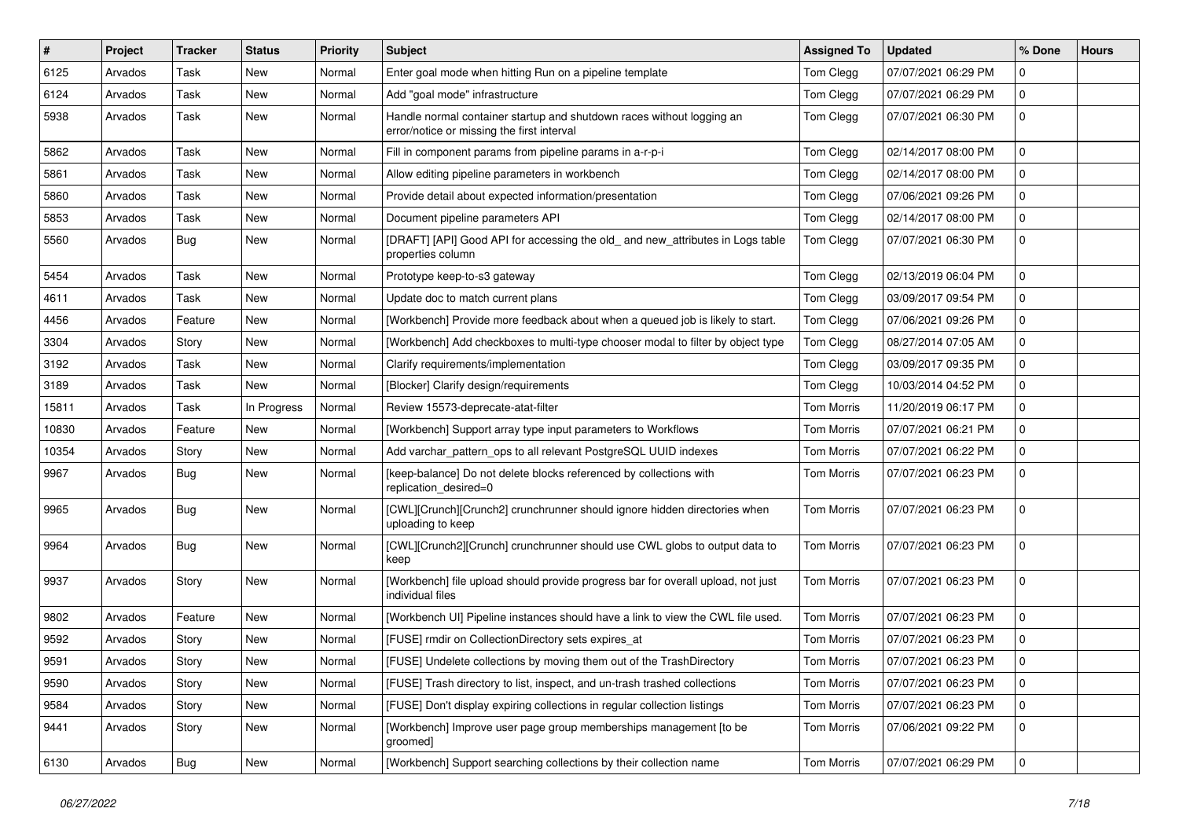| # | Project | Tracker | Status | Priority | Subject | Assigned To | Updated | % Done | Hours |
|---|---|---|---|---|---|---|---|---|---|
| 6125 | Arvados | Task | New | Normal | Enter goal mode when hitting Run on a pipeline template | Tom Clegg | 07/07/2021 06:29 PM | 0 | |
| 6124 | Arvados | Task | New | Normal | Add "goal mode" infrastructure | Tom Clegg | 07/07/2021 06:29 PM | 0 | |
| 5938 | Arvados | Task | New | Normal | Handle normal container startup and shutdown races without logging an error/notice or missing the first interval | Tom Clegg | 07/07/2021 06:30 PM | 0 | |
| 5862 | Arvados | Task | New | Normal | Fill in component params from pipeline params in a-r-p-i | Tom Clegg | 02/14/2017 08:00 PM | 0 | |
| 5861 | Arvados | Task | New | Normal | Allow editing pipeline parameters in workbench | Tom Clegg | 02/14/2017 08:00 PM | 0 | |
| 5860 | Arvados | Task | New | Normal | Provide detail about expected information/presentation | Tom Clegg | 07/06/2021 09:26 PM | 0 | |
| 5853 | Arvados | Task | New | Normal | Document pipeline parameters API | Tom Clegg | 02/14/2017 08:00 PM | 0 | |
| 5560 | Arvados | Bug | New | Normal | [DRAFT] [API] Good API for accessing the old_ and new_attributes in Logs table properties column | Tom Clegg | 07/07/2021 06:30 PM | 0 | |
| 5454 | Arvados | Task | New | Normal | Prototype keep-to-s3 gateway | Tom Clegg | 02/13/2019 06:04 PM | 0 | |
| 4611 | Arvados | Task | New | Normal | Update doc to match current plans | Tom Clegg | 03/09/2017 09:54 PM | 0 | |
| 4456 | Arvados | Feature | New | Normal | [Workbench] Provide more feedback about when a queued job is likely to start. | Tom Clegg | 07/06/2021 09:26 PM | 0 | |
| 3304 | Arvados | Story | New | Normal | [Workbench] Add checkboxes to multi-type chooser modal to filter by object type | Tom Clegg | 08/27/2014 07:05 AM | 0 | |
| 3192 | Arvados | Task | New | Normal | Clarify requirements/implementation | Tom Clegg | 03/09/2017 09:35 PM | 0 | |
| 3189 | Arvados | Task | New | Normal | [Blocker] Clarify design/requirements | Tom Clegg | 10/03/2014 04:52 PM | 0 | |
| 15811 | Arvados | Task | In Progress | Normal | Review 15573-deprecate-atat-filter | Tom Morris | 11/20/2019 06:17 PM | 0 | |
| 10830 | Arvados | Feature | New | Normal | [Workbench] Support array type input parameters to Workflows | Tom Morris | 07/07/2021 06:21 PM | 0 | |
| 10354 | Arvados | Story | New | Normal | Add varchar_pattern_ops to all relevant PostgreSQL UUID indexes | Tom Morris | 07/07/2021 06:22 PM | 0 | |
| 9967 | Arvados | Bug | New | Normal | [keep-balance] Do not delete blocks referenced by collections with replication_desired=0 | Tom Morris | 07/07/2021 06:23 PM | 0 | |
| 9965 | Arvados | Bug | New | Normal | [CWL][Crunch][Crunch2] crunchrunner should ignore hidden directories when uploading to keep | Tom Morris | 07/07/2021 06:23 PM | 0 | |
| 9964 | Arvados | Bug | New | Normal | [CWL][Crunch2][Crunch] crunchrunner should use CWL globs to output data to keep | Tom Morris | 07/07/2021 06:23 PM | 0 | |
| 9937 | Arvados | Story | New | Normal | [Workbench] file upload should provide progress bar for overall upload, not just individual files | Tom Morris | 07/07/2021 06:23 PM | 0 | |
| 9802 | Arvados | Feature | New | Normal | [Workbench UI] Pipeline instances should have a link to view the CWL file used. | Tom Morris | 07/07/2021 06:23 PM | 0 | |
| 9592 | Arvados | Story | New | Normal | [FUSE] rmdir on CollectionDirectory sets expires_at | Tom Morris | 07/07/2021 06:23 PM | 0 | |
| 9591 | Arvados | Story | New | Normal | [FUSE] Undelete collections by moving them out of the TrashDirectory | Tom Morris | 07/07/2021 06:23 PM | 0 | |
| 9590 | Arvados | Story | New | Normal | [FUSE] Trash directory to list, inspect, and un-trash trashed collections | Tom Morris | 07/07/2021 06:23 PM | 0 | |
| 9584 | Arvados | Story | New | Normal | [FUSE] Don't display expiring collections in regular collection listings | Tom Morris | 07/07/2021 06:23 PM | 0 | |
| 9441 | Arvados | Story | New | Normal | [Workbench] Improve user page group memberships management [to be groomed] | Tom Morris | 07/06/2021 09:22 PM | 0 | |
| 6130 | Arvados | Bug | New | Normal | [Workbench] Support searching collections by their collection name | Tom Morris | 07/07/2021 06:29 PM | 0 | |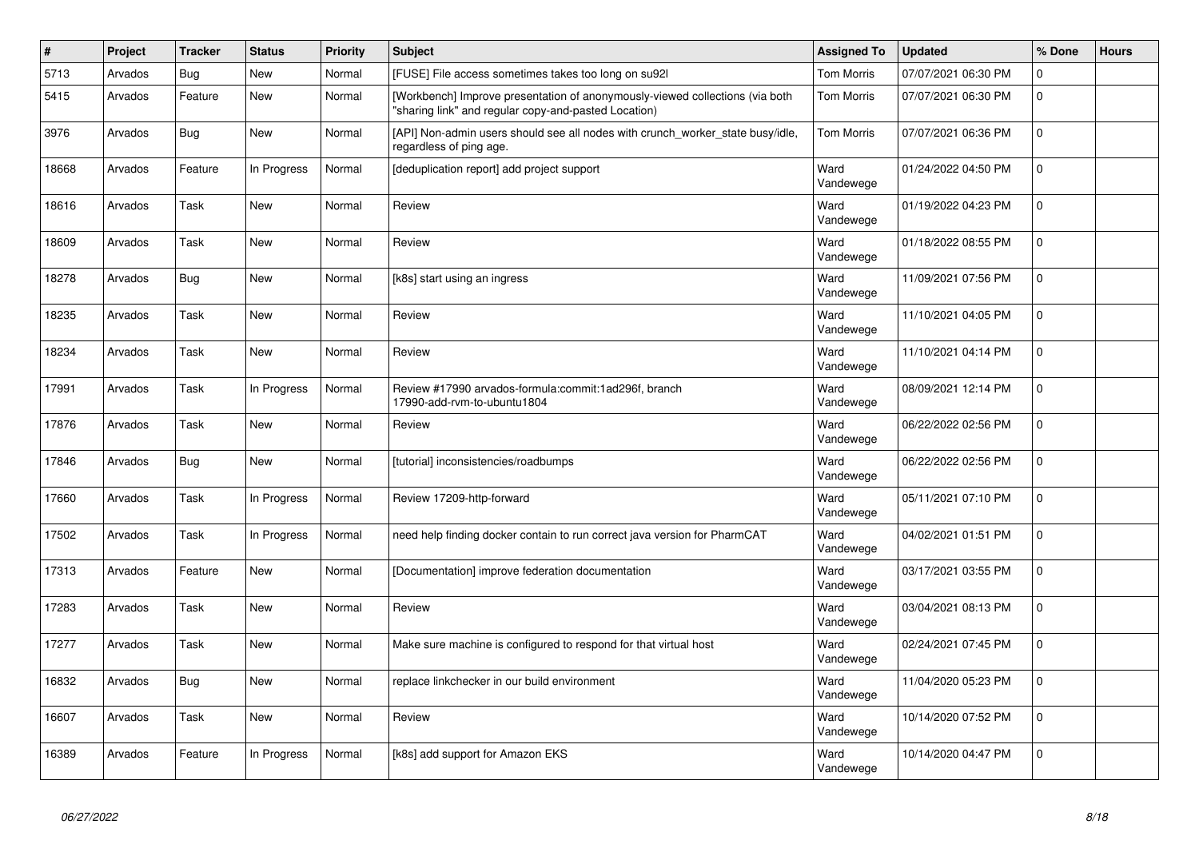| # | Project | Tracker | Status | Priority | Subject | Assigned To | Updated | % Done | Hours |
|---|---|---|---|---|---|---|---|---|---|
| 5713 | Arvados | Bug | New | Normal | [FUSE] File access sometimes takes too long on su92l | Tom Morris | 07/07/2021 06:30 PM | 0 | |
| 5415 | Arvados | Feature | New | Normal | [Workbench] Improve presentation of anonymously-viewed collections (via both "sharing link" and regular copy-and-pasted Location) | Tom Morris | 07/07/2021 06:30 PM | 0 | |
| 3976 | Arvados | Bug | New | Normal | [API] Non-admin users should see all nodes with crunch_worker_state busy/idle, regardless of ping age. | Tom Morris | 07/07/2021 06:36 PM | 0 | |
| 18668 | Arvados | Feature | In Progress | Normal | [deduplication report] add project support | Ward Vandewege | 01/24/2022 04:50 PM | 0 | |
| 18616 | Arvados | Task | New | Normal | Review | Ward Vandewege | 01/19/2022 04:23 PM | 0 | |
| 18609 | Arvados | Task | New | Normal | Review | Ward Vandewege | 01/18/2022 08:55 PM | 0 | |
| 18278 | Arvados | Bug | New | Normal | [k8s] start using an ingress | Ward Vandewege | 11/09/2021 07:56 PM | 0 | |
| 18235 | Arvados | Task | New | Normal | Review | Ward Vandewege | 11/10/2021 04:05 PM | 0 | |
| 18234 | Arvados | Task | New | Normal | Review | Ward Vandewege | 11/10/2021 04:14 PM | 0 | |
| 17991 | Arvados | Task | In Progress | Normal | Review #17990 arvados-formula:commit:1ad296f, branch 17990-add-rvm-to-ubuntu1804 | Ward Vandewege | 08/09/2021 12:14 PM | 0 | |
| 17876 | Arvados | Task | New | Normal | Review | Ward Vandewege | 06/22/2022 02:56 PM | 0 | |
| 17846 | Arvados | Bug | New | Normal | [tutorial] inconsistencies/roadbumps | Ward Vandewege | 06/22/2022 02:56 PM | 0 | |
| 17660 | Arvados | Task | In Progress | Normal | Review 17209-http-forward | Ward Vandewege | 05/11/2021 07:10 PM | 0 | |
| 17502 | Arvados | Task | In Progress | Normal | need help finding docker contain to run correct java version for PharmCAT | Ward Vandewege | 04/02/2021 01:51 PM | 0 | |
| 17313 | Arvados | Feature | New | Normal | [Documentation] improve federation documentation | Ward Vandewege | 03/17/2021 03:55 PM | 0 | |
| 17283 | Arvados | Task | New | Normal | Review | Ward Vandewege | 03/04/2021 08:13 PM | 0 | |
| 17277 | Arvados | Task | New | Normal | Make sure machine is configured to respond for that virtual host | Ward Vandewege | 02/24/2021 07:45 PM | 0 | |
| 16832 | Arvados | Bug | New | Normal | replace linkchecker in our build environment | Ward Vandewege | 11/04/2020 05:23 PM | 0 | |
| 16607 | Arvados | Task | New | Normal | Review | Ward Vandewege | 10/14/2020 07:52 PM | 0 | |
| 16389 | Arvados | Feature | In Progress | Normal | [k8s] add support for Amazon EKS | Ward Vandewege | 10/14/2020 04:47 PM | 0 | |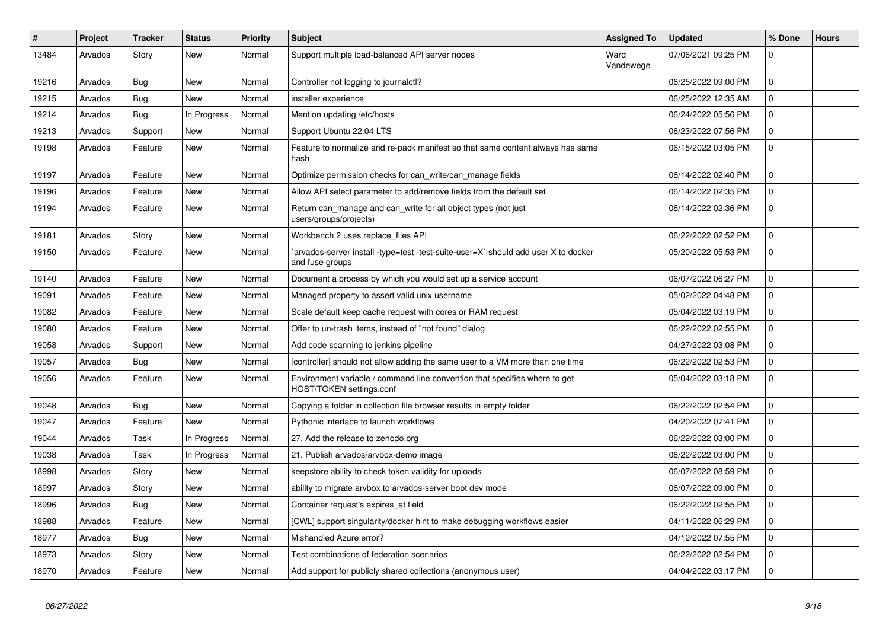| # | Project | Tracker | Status | Priority | Subject | Assigned To | Updated | % Done | Hours |
|---|---|---|---|---|---|---|---|---|---|
| 13484 | Arvados | Story | New | Normal | Support multiple load-balanced API server nodes | Ward Vandewege | 07/06/2021 09:25 PM | 0 | |
| 19216 | Arvados | Bug | New | Normal | Controller not logging to journalctl? | | 06/25/2022 09:00 PM | 0 | |
| 19215 | Arvados | Bug | New | Normal | installer experience | | 06/25/2022 12:35 AM | 0 | |
| 19214 | Arvados | Bug | In Progress | Normal | Mention updating /etc/hosts | | 06/24/2022 05:56 PM | 0 | |
| 19213 | Arvados | Support | New | Normal | Support Ubuntu 22.04 LTS | | 06/23/2022 07:56 PM | 0 | |
| 19198 | Arvados | Feature | New | Normal | Feature to normalize and re-pack manifest so that same content always has same hash | | 06/15/2022 03:05 PM | 0 | |
| 19197 | Arvados | Feature | New | Normal | Optimize permission checks for can_write/can_manage fields | | 06/14/2022 02:40 PM | 0 | |
| 19196 | Arvados | Feature | New | Normal | Allow API select parameter to add/remove fields from the default set | | 06/14/2022 02:35 PM | 0 | |
| 19194 | Arvados | Feature | New | Normal | Return can_manage and can_write for all object types (not just users/groups/projects) | | 06/14/2022 02:36 PM | 0 | |
| 19181 | Arvados | Story | New | Normal | Workbench 2 uses replace_files API | | 06/22/2022 02:52 PM | 0 | |
| 19150 | Arvados | Feature | New | Normal | `arvados-server install -type=test -test-suite-user=X` should add user X to docker and fuse groups | | 05/20/2022 05:53 PM | 0 | |
| 19140 | Arvados | Feature | New | Normal | Document a process by which you would set up a service account | | 06/07/2022 06:27 PM | 0 | |
| 19091 | Arvados | Feature | New | Normal | Managed property to assert valid unix username | | 05/02/2022 04:48 PM | 0 | |
| 19082 | Arvados | Feature | New | Normal | Scale default keep cache request with cores or RAM request | | 05/04/2022 03:19 PM | 0 | |
| 19080 | Arvados | Feature | New | Normal | Offer to un-trash items, instead of "not found" dialog | | 06/22/2022 02:55 PM | 0 | |
| 19058 | Arvados | Support | New | Normal | Add code scanning to jenkins pipeline | | 04/27/2022 03:08 PM | 0 | |
| 19057 | Arvados | Bug | New | Normal | [controller] should not allow adding the same user to a VM more than one time | | 06/22/2022 02:53 PM | 0 | |
| 19056 | Arvados | Feature | New | Normal | Environment variable / command line convention that specifies where to get HOST/TOKEN settings.conf | | 05/04/2022 03:18 PM | 0 | |
| 19048 | Arvados | Bug | New | Normal | Copying a folder in collection file browser results in empty folder | | 06/22/2022 02:54 PM | 0 | |
| 19047 | Arvados | Feature | New | Normal | Pythonic interface to launch workflows | | 04/20/2022 07:41 PM | 0 | |
| 19044 | Arvados | Task | In Progress | Normal | 27. Add the release to zenodo.org | | 06/22/2022 03:00 PM | 0 | |
| 19038 | Arvados | Task | In Progress | Normal | 21. Publish arvados/arvbox-demo image | | 06/22/2022 03:00 PM | 0 | |
| 18998 | Arvados | Story | New | Normal | keepstore ability to check token validity for uploads | | 06/07/2022 08:59 PM | 0 | |
| 18997 | Arvados | Story | New | Normal | ability to migrate arvbox to arvados-server boot dev mode | | 06/07/2022 09:00 PM | 0 | |
| 18996 | Arvados | Bug | New | Normal | Container request's expires_at field | | 06/22/2022 02:55 PM | 0 | |
| 18988 | Arvados | Feature | New | Normal | [CWL] support singularity/docker hint to make debugging workflows easier | | 04/11/2022 06:29 PM | 0 | |
| 18977 | Arvados | Bug | New | Normal | Mishandled Azure error? | | 04/12/2022 07:55 PM | 0 | |
| 18973 | Arvados | Story | New | Normal | Test combinations of federation scenarios | | 06/22/2022 02:54 PM | 0 | |
| 18970 | Arvados | Feature | New | Normal | Add support for publicly shared collections (anonymous user) | | 04/04/2022 03:17 PM | 0 | |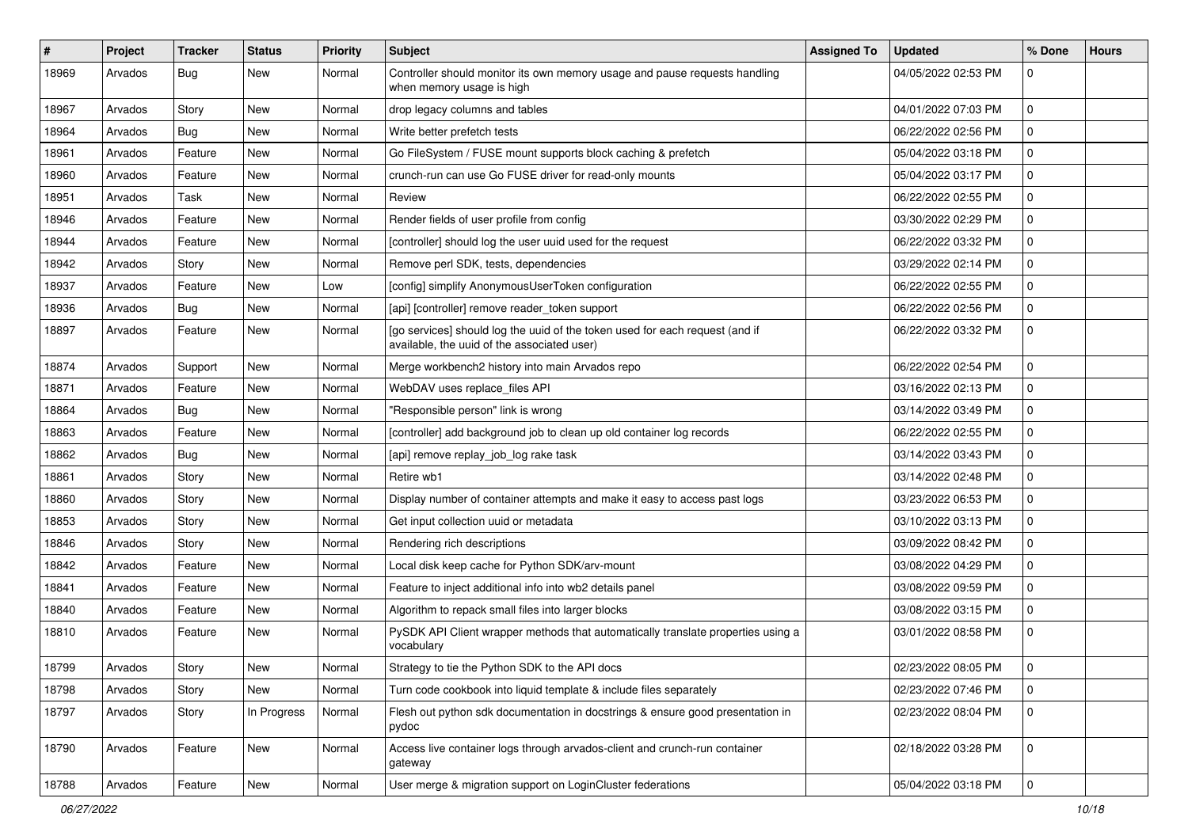| # | Project | Tracker | Status | Priority | Subject | Assigned To | Updated | % Done | Hours |
|---|---|---|---|---|---|---|---|---|---|
| 18969 | Arvados | Bug | New | Normal | Controller should monitor its own memory usage and pause requests handling when memory usage is high | | 04/05/2022 02:53 PM | 0 | |
| 18967 | Arvados | Story | New | Normal | drop legacy columns and tables | | 04/01/2022 07:03 PM | 0 | |
| 18964 | Arvados | Bug | New | Normal | Write better prefetch tests | | 06/22/2022 02:56 PM | 0 | |
| 18961 | Arvados | Feature | New | Normal | Go FileSystem / FUSE mount supports block caching & prefetch | | 05/04/2022 03:18 PM | 0 | |
| 18960 | Arvados | Feature | New | Normal | crunch-run can use Go FUSE driver for read-only mounts | | 05/04/2022 03:17 PM | 0 | |
| 18951 | Arvados | Task | New | Normal | Review | | 06/22/2022 02:55 PM | 0 | |
| 18946 | Arvados | Feature | New | Normal | Render fields of user profile from config | | 03/30/2022 02:29 PM | 0 | |
| 18944 | Arvados | Feature | New | Normal | [controller] should log the user uuid used for the request | | 06/22/2022 03:32 PM | 0 | |
| 18942 | Arvados | Story | New | Normal | Remove perl SDK, tests, dependencies | | 03/29/2022 02:14 PM | 0 | |
| 18937 | Arvados | Feature | New | Low | [config] simplify AnonymousUserToken configuration | | 06/22/2022 02:55 PM | 0 | |
| 18936 | Arvados | Bug | New | Normal | [api] [controller] remove reader_token support | | 06/22/2022 02:56 PM | 0 | |
| 18897 | Arvados | Feature | New | Normal | [go services] should log the uuid of the token used for each request (and if available, the uuid of the associated user) | | 06/22/2022 03:32 PM | 0 | |
| 18874 | Arvados | Support | New | Normal | Merge workbench2 history into main Arvados repo | | 06/22/2022 02:54 PM | 0 | |
| 18871 | Arvados | Feature | New | Normal | WebDAV uses replace_files API | | 03/16/2022 02:13 PM | 0 | |
| 18864 | Arvados | Bug | New | Normal | "Responsible person" link is wrong | | 03/14/2022 03:49 PM | 0 | |
| 18863 | Arvados | Feature | New | Normal | [controller] add background job to clean up old container log records | | 06/22/2022 02:55 PM | 0 | |
| 18862 | Arvados | Bug | New | Normal | [api] remove replay_job_log rake task | | 03/14/2022 03:43 PM | 0 | |
| 18861 | Arvados | Story | New | Normal | Retire wb1 | | 03/14/2022 02:48 PM | 0 | |
| 18860 | Arvados | Story | New | Normal | Display number of container attempts and make it easy to access past logs | | 03/23/2022 06:53 PM | 0 | |
| 18853 | Arvados | Story | New | Normal | Get input collection uuid or metadata | | 03/10/2022 03:13 PM | 0 | |
| 18846 | Arvados | Story | New | Normal | Rendering rich descriptions | | 03/09/2022 08:42 PM | 0 | |
| 18842 | Arvados | Feature | New | Normal | Local disk keep cache for Python SDK/arv-mount | | 03/08/2022 04:29 PM | 0 | |
| 18841 | Arvados | Feature | New | Normal | Feature to inject additional info into wb2 details panel | | 03/08/2022 09:59 PM | 0 | |
| 18840 | Arvados | Feature | New | Normal | Algorithm to repack small files into larger blocks | | 03/08/2022 03:15 PM | 0 | |
| 18810 | Arvados | Feature | New | Normal | PySDK API Client wrapper methods that automatically translate properties using a vocabulary | | 03/01/2022 08:58 PM | 0 | |
| 18799 | Arvados | Story | New | Normal | Strategy to tie the Python SDK to the API docs | | 02/23/2022 08:05 PM | 0 | |
| 18798 | Arvados | Story | New | Normal | Turn code cookbook into liquid template & include files separately | | 02/23/2022 07:46 PM | 0 | |
| 18797 | Arvados | Story | In Progress | Normal | Flesh out python sdk documentation in docstrings & ensure good presentation in pydoc | | 02/23/2022 08:04 PM | 0 | |
| 18790 | Arvados | Feature | New | Normal | Access live container logs through arvados-client and crunch-run container gateway | | 02/18/2022 03:28 PM | 0 | |
| 18788 | Arvados | Feature | New | Normal | User merge & migration support on LoginCluster federations | | 05/04/2022 03:18 PM | 0 | |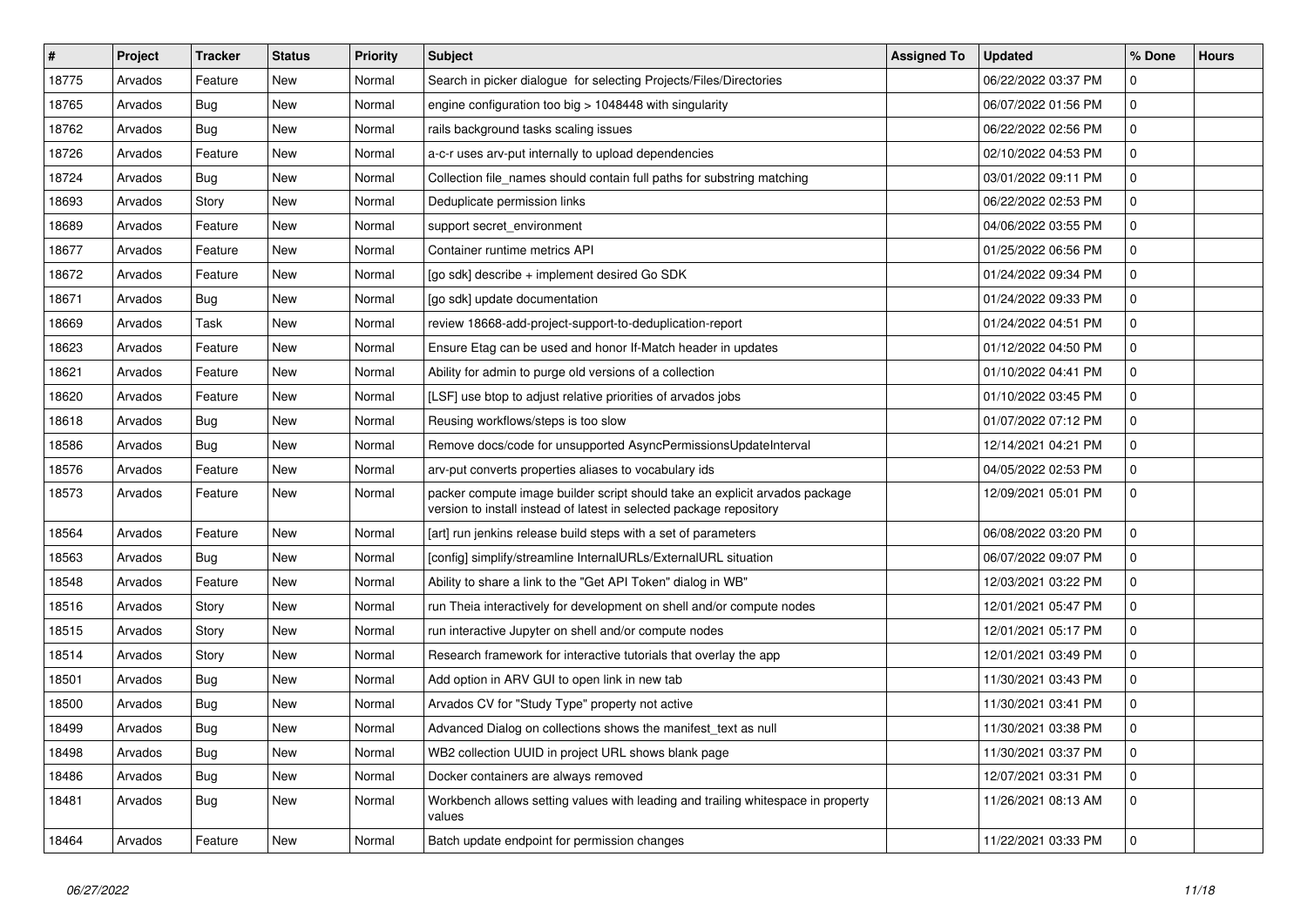| # | Project | Tracker | Status | Priority | Subject | Assigned To | Updated | % Done | Hours |
|---|---|---|---|---|---|---|---|---|---|
| 18775 | Arvados | Feature | New | Normal | Search in picker dialogue for selecting Projects/Files/Directories | | 06/22/2022 03:37 PM | 0 | |
| 18765 | Arvados | Bug | New | Normal | engine configuration too big > 1048448 with singularity | | 06/07/2022 01:56 PM | 0 | |
| 18762 | Arvados | Bug | New | Normal | rails background tasks scaling issues | | 06/22/2022 02:56 PM | 0 | |
| 18726 | Arvados | Feature | New | Normal | a-c-r uses arv-put internally to upload dependencies | | 02/10/2022 04:53 PM | 0 | |
| 18724 | Arvados | Bug | New | Normal | Collection file_names should contain full paths for substring matching | | 03/01/2022 09:11 PM | 0 | |
| 18693 | Arvados | Story | New | Normal | Deduplicate permission links | | 06/22/2022 02:53 PM | 0 | |
| 18689 | Arvados | Feature | New | Normal | support secret_environment | | 04/06/2022 03:55 PM | 0 | |
| 18677 | Arvados | Feature | New | Normal | Container runtime metrics API | | 01/25/2022 06:56 PM | 0 | |
| 18672 | Arvados | Feature | New | Normal | [go sdk] describe + implement desired Go SDK | | 01/24/2022 09:34 PM | 0 | |
| 18671 | Arvados | Bug | New | Normal | [go sdk] update documentation | | 01/24/2022 09:33 PM | 0 | |
| 18669 | Arvados | Task | New | Normal | review 18668-add-project-support-to-deduplication-report | | 01/24/2022 04:51 PM | 0 | |
| 18623 | Arvados | Feature | New | Normal | Ensure Etag can be used and honor If-Match header in updates | | 01/12/2022 04:50 PM | 0 | |
| 18621 | Arvados | Feature | New | Normal | Ability for admin to purge old versions of a collection | | 01/10/2022 04:41 PM | 0 | |
| 18620 | Arvados | Feature | New | Normal | [LSF] use btop to adjust relative priorities of arvados jobs | | 01/10/2022 03:45 PM | 0 | |
| 18618 | Arvados | Bug | New | Normal | Reusing workflows/steps is too slow | | 01/07/2022 07:12 PM | 0 | |
| 18586 | Arvados | Bug | New | Normal | Remove docs/code for unsupported AsyncPermissionsUpdateInterval | | 12/14/2021 04:21 PM | 0 | |
| 18576 | Arvados | Feature | New | Normal | arv-put converts properties aliases to vocabulary ids | | 04/05/2022 02:53 PM | 0 | |
| 18573 | Arvados | Feature | New | Normal | packer compute image builder script should take an explicit arvados package version to install instead of latest in selected package repository | | 12/09/2021 05:01 PM | 0 | |
| 18564 | Arvados | Feature | New | Normal | [art] run jenkins release build steps with a set of parameters | | 06/08/2022 03:20 PM | 0 | |
| 18563 | Arvados | Bug | New | Normal | [config] simplify/streamline InternalURLs/ExternalURL situation | | 06/07/2022 09:07 PM | 0 | |
| 18548 | Arvados | Feature | New | Normal | Ability to share a link to the "Get API Token" dialog in WB" | | 12/03/2021 03:22 PM | 0 | |
| 18516 | Arvados | Story | New | Normal | run Theia interactively for development on shell and/or compute nodes | | 12/01/2021 05:47 PM | 0 | |
| 18515 | Arvados | Story | New | Normal | run interactive Jupyter on shell and/or compute nodes | | 12/01/2021 05:17 PM | 0 | |
| 18514 | Arvados | Story | New | Normal | Research framework for interactive tutorials that overlay the app | | 12/01/2021 03:49 PM | 0 | |
| 18501 | Arvados | Bug | New | Normal | Add option in ARV GUI to open link in new tab | | 11/30/2021 03:43 PM | 0 | |
| 18500 | Arvados | Bug | New | Normal | Arvados CV for "Study Type" property not active | | 11/30/2021 03:41 PM | 0 | |
| 18499 | Arvados | Bug | New | Normal | Advanced Dialog on collections shows the manifest_text as null | | 11/30/2021 03:38 PM | 0 | |
| 18498 | Arvados | Bug | New | Normal | WB2 collection UUID in project URL shows blank page | | 11/30/2021 03:37 PM | 0 | |
| 18486 | Arvados | Bug | New | Normal | Docker containers are always removed | | 12/07/2021 03:31 PM | 0 | |
| 18481 | Arvados | Bug | New | Normal | Workbench allows setting values with leading and trailing whitespace in property values | | 11/26/2021 08:13 AM | 0 | |
| 18464 | Arvados | Feature | New | Normal | Batch update endpoint for permission changes | | 11/22/2021 03:33 PM | 0 | |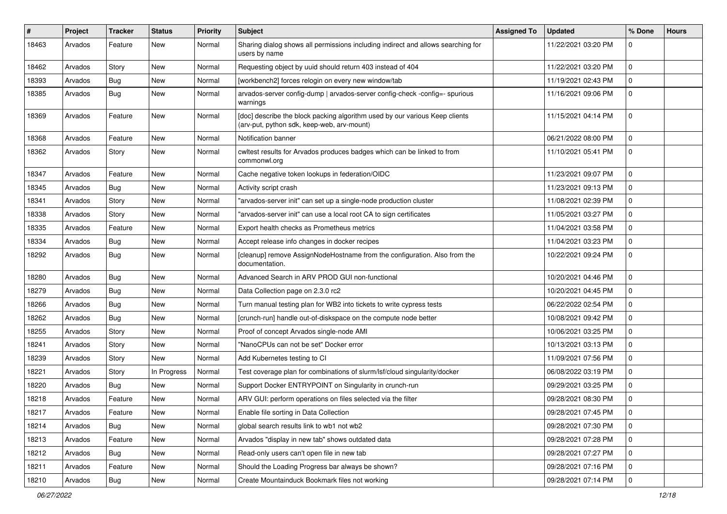| # | Project | Tracker | Status | Priority | Subject | Assigned To | Updated | % Done | Hours |
|---|---|---|---|---|---|---|---|---|---|
| 18463 | Arvados | Feature | New | Normal | Sharing dialog shows all permissions including indirect and allows searching for users by name | | 11/22/2021 03:20 PM | 0 | |
| 18462 | Arvados | Story | New | Normal | Requesting object by uuid should return 403 instead of 404 | | 11/22/2021 03:20 PM | 0 | |
| 18393 | Arvados | Bug | New | Normal | [workbench2] forces relogin on every new window/tab | | 11/19/2021 02:43 PM | 0 | |
| 18385 | Arvados | Bug | New | Normal | arvados-server config-dump \| arvados-server config-check -config=- spurious warnings | | 11/16/2021 09:06 PM | 0 | |
| 18369 | Arvados | Feature | New | Normal | [doc] describe the block packing algorithm used by our various Keep clients (arv-put, python sdk, keep-web, arv-mount) | | 11/15/2021 04:14 PM | 0 | |
| 18368 | Arvados | Feature | New | Normal | Notification banner | | 06/21/2022 08:00 PM | 0 | |
| 18362 | Arvados | Story | New | Normal | cwltest results for Arvados produces badges which can be linked to from commonwl.org | | 11/10/2021 05:41 PM | 0 | |
| 18347 | Arvados | Feature | New | Normal | Cache negative token lookups in federation/OIDC | | 11/23/2021 09:07 PM | 0 | |
| 18345 | Arvados | Bug | New | Normal | Activity script crash | | 11/23/2021 09:13 PM | 0 | |
| 18341 | Arvados | Story | New | Normal | "arvados-server init" can set up a single-node production cluster | | 11/08/2021 02:39 PM | 0 | |
| 18338 | Arvados | Story | New | Normal | "arvados-server init" can use a local root CA to sign certificates | | 11/05/2021 03:27 PM | 0 | |
| 18335 | Arvados | Feature | New | Normal | Export health checks as Prometheus metrics | | 11/04/2021 03:58 PM | 0 | |
| 18334 | Arvados | Bug | New | Normal | Accept release info changes in docker recipes | | 11/04/2021 03:23 PM | 0 | |
| 18292 | Arvados | Bug | New | Normal | [cleanup] remove AssignNodeHostname from the configuration. Also from the documentation. | | 10/22/2021 09:24 PM | 0 | |
| 18280 | Arvados | Bug | New | Normal | Advanced Search in ARV PROD GUI non-functional | | 10/20/2021 04:46 PM | 0 | |
| 18279 | Arvados | Bug | New | Normal | Data Collection page on 2.3.0 rc2 | | 10/20/2021 04:45 PM | 0 | |
| 18266 | Arvados | Bug | New | Normal | Turn manual testing plan for WB2 into tickets to write cypress tests | | 06/22/2022 02:54 PM | 0 | |
| 18262 | Arvados | Bug | New | Normal | [crunch-run] handle out-of-diskspace on the compute node better | | 10/08/2021 09:42 PM | 0 | |
| 18255 | Arvados | Story | New | Normal | Proof of concept Arvados single-node AMI | | 10/06/2021 03:25 PM | 0 | |
| 18241 | Arvados | Story | New | Normal | "NanoCPUs can not be set" Docker error | | 10/13/2021 03:13 PM | 0 | |
| 18239 | Arvados | Story | New | Normal | Add Kubernetes testing to CI | | 11/09/2021 07:56 PM | 0 | |
| 18221 | Arvados | Story | In Progress | Normal | Test coverage plan for combinations of slurm/lsf/cloud singularity/docker | | 06/08/2022 03:19 PM | 0 | |
| 18220 | Arvados | Bug | New | Normal | Support Docker ENTRYPOINT on Singularity in crunch-run | | 09/29/2021 03:25 PM | 0 | |
| 18218 | Arvados | Feature | New | Normal | ARV GUI: perform operations on files selected via the filter | | 09/28/2021 08:30 PM | 0 | |
| 18217 | Arvados | Feature | New | Normal | Enable file sorting in Data Collection | | 09/28/2021 07:45 PM | 0 | |
| 18214 | Arvados | Bug | New | Normal | global search results link to wb1 not wb2 | | 09/28/2021 07:30 PM | 0 | |
| 18213 | Arvados | Feature | New | Normal | Arvados "display in new tab" shows outdated data | | 09/28/2021 07:28 PM | 0 | |
| 18212 | Arvados | Bug | New | Normal | Read-only users can't open file in new tab | | 09/28/2021 07:27 PM | 0 | |
| 18211 | Arvados | Feature | New | Normal | Should the Loading Progress bar always be shown? | | 09/28/2021 07:16 PM | 0 | |
| 18210 | Arvados | Bug | New | Normal | Create Mountainduck Bookmark files not working | | 09/28/2021 07:14 PM | 0 | |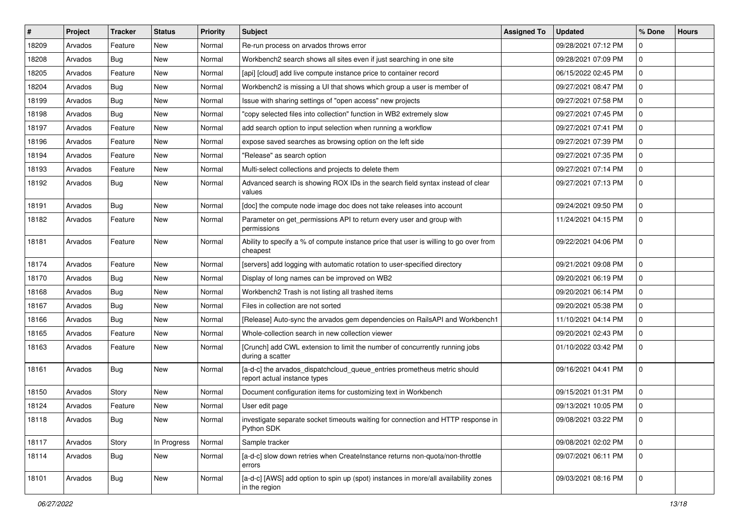| # | Project | Tracker | Status | Priority | Subject | Assigned To | Updated | % Done | Hours |
|---|---|---|---|---|---|---|---|---|---|
| 18209 | Arvados | Feature | New | Normal | Re-run process on arvados throws error | | 09/28/2021 07:12 PM | 0 | |
| 18208 | Arvados | Bug | New | Normal | Workbench2 search shows all sites even if just searching in one site | | 09/28/2021 07:09 PM | 0 | |
| 18205 | Arvados | Feature | New | Normal | [api] [cloud] add live compute instance price to container record | | 06/15/2022 02:45 PM | 0 | |
| 18204 | Arvados | Bug | New | Normal | Workbench2 is missing a UI that shows which group a user is member of | | 09/27/2021 08:47 PM | 0 | |
| 18199 | Arvados | Bug | New | Normal | Issue with sharing settings of "open access" new projects | | 09/27/2021 07:58 PM | 0 | |
| 18198 | Arvados | Bug | New | Normal | "copy selected files into collection" function in WB2 extremely slow | | 09/27/2021 07:45 PM | 0 | |
| 18197 | Arvados | Feature | New | Normal | add search option to input selection when running a workflow | | 09/27/2021 07:41 PM | 0 | |
| 18196 | Arvados | Feature | New | Normal | expose saved searches as browsing option on the left side | | 09/27/2021 07:39 PM | 0 | |
| 18194 | Arvados | Feature | New | Normal | "Release" as search option | | 09/27/2021 07:35 PM | 0 | |
| 18193 | Arvados | Feature | New | Normal | Multi-select collections and projects to delete them | | 09/27/2021 07:14 PM | 0 | |
| 18192 | Arvados | Bug | New | Normal | Advanced search is showing ROX IDs in the search field syntax instead of clear values | | 09/27/2021 07:13 PM | 0 | |
| 18191 | Arvados | Bug | New | Normal | [doc] the compute node image doc does not take releases into account | | 09/24/2021 09:50 PM | 0 | |
| 18182 | Arvados | Feature | New | Normal | Parameter on get_permissions API to return every user and group with permissions | | 11/24/2021 04:15 PM | 0 | |
| 18181 | Arvados | Feature | New | Normal | Ability to specify a % of compute instance price that user is willing to go over from cheapest | | 09/22/2021 04:06 PM | 0 | |
| 18174 | Arvados | Feature | New | Normal | [servers] add logging with automatic rotation to user-specified directory | | 09/21/2021 09:08 PM | 0 | |
| 18170 | Arvados | Bug | New | Normal | Display of long names can be improved on WB2 | | 09/20/2021 06:19 PM | 0 | |
| 18168 | Arvados | Bug | New | Normal | Workbench2 Trash is not listing all trashed items | | 09/20/2021 06:14 PM | 0 | |
| 18167 | Arvados | Bug | New | Normal | Files in collection are not sorted | | 09/20/2021 05:38 PM | 0 | |
| 18166 | Arvados | Bug | New | Normal | [Release] Auto-sync the arvados gem dependencies on RailsAPI and Workbench1 | | 11/10/2021 04:14 PM | 0 | |
| 18165 | Arvados | Feature | New | Normal | Whole-collection search in new collection viewer | | 09/20/2021 02:43 PM | 0 | |
| 18163 | Arvados | Feature | New | Normal | [Crunch] add CWL extension to limit the number of concurrently running jobs during a scatter | | 01/10/2022 03:42 PM | 0 | |
| 18161 | Arvados | Bug | New | Normal | [a-d-c] the arvados_dispatchcloud_queue_entries prometheus metric should report actual instance types | | 09/16/2021 04:41 PM | 0 | |
| 18150 | Arvados | Story | New | Normal | Document configuration items for customizing text in Workbench | | 09/15/2021 01:31 PM | 0 | |
| 18124 | Arvados | Feature | New | Normal | User edit page | | 09/13/2021 10:05 PM | 0 | |
| 18118 | Arvados | Bug | New | Normal | investigate separate socket timeouts waiting for connection and HTTP response in Python SDK | | 09/08/2021 03:22 PM | 0 | |
| 18117 | Arvados | Story | In Progress | Normal | Sample tracker | | 09/08/2021 02:02 PM | 0 | |
| 18114 | Arvados | Bug | New | Normal | [a-d-c] slow down retries when CreateInstance returns non-quota/non-throttle errors | | 09/07/2021 06:11 PM | 0 | |
| 18101 | Arvados | Bug | New | Normal | [a-d-c] [AWS] add option to spin up (spot) instances in more/all availability zones in the region | | 09/03/2021 08:16 PM | 0 | |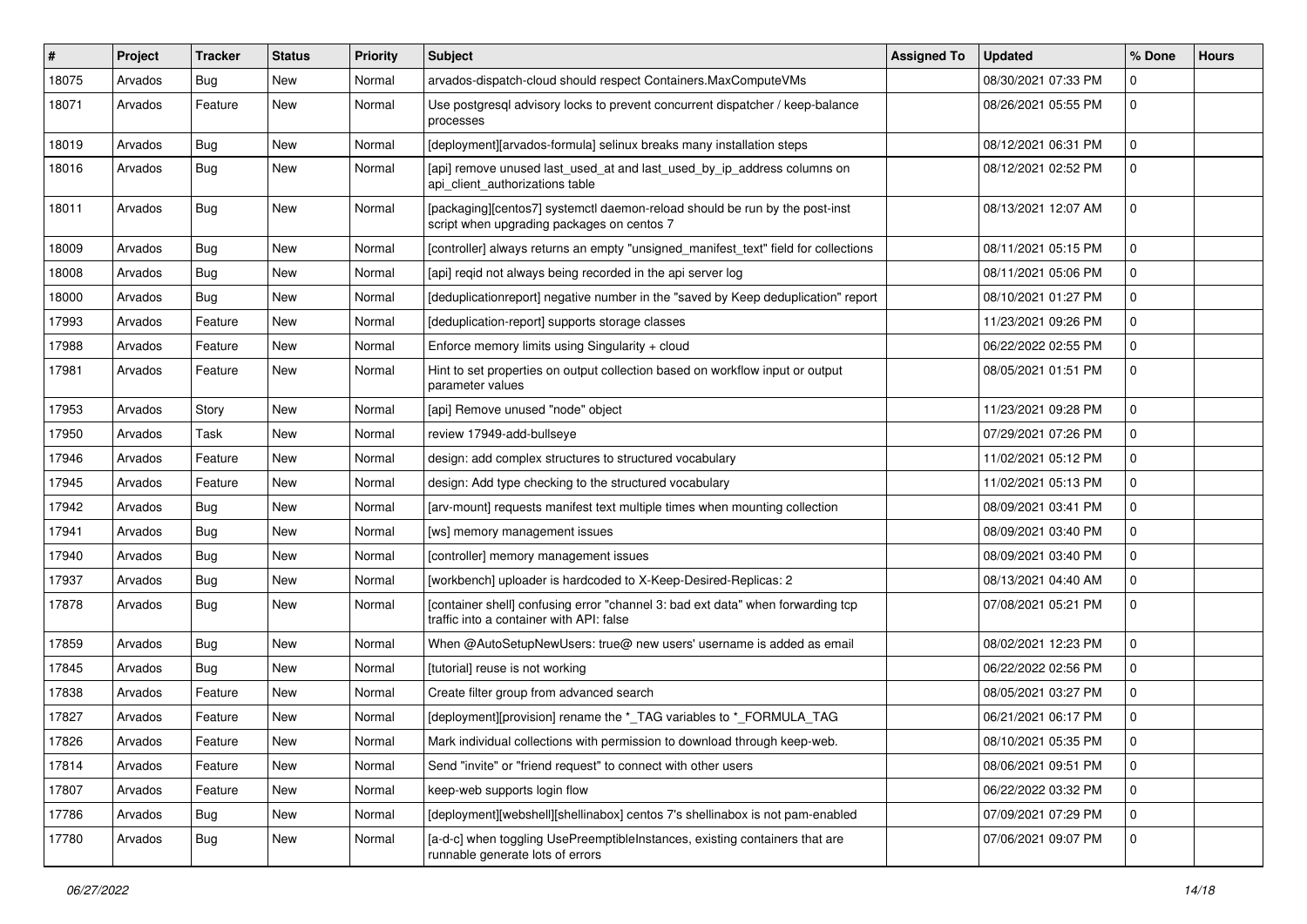| # | Project | Tracker | Status | Priority | Subject | Assigned To | Updated | % Done | Hours |
|---|---|---|---|---|---|---|---|---|---|
| 18075 | Arvados | Bug | New | Normal | arvados-dispatch-cloud should respect Containers.MaxComputeVMs | | 08/30/2021 07:33 PM | 0 | |
| 18071 | Arvados | Feature | New | Normal | Use postgresql advisory locks to prevent concurrent dispatcher / keep-balance processes | | 08/26/2021 05:55 PM | 0 | |
| 18019 | Arvados | Bug | New | Normal | [deployment][arvados-formula] selinux breaks many installation steps | | 08/12/2021 06:31 PM | 0 | |
| 18016 | Arvados | Bug | New | Normal | [api] remove unused last_used_at and last_used_by_ip_address columns on api_client_authorizations table | | 08/12/2021 02:52 PM | 0 | |
| 18011 | Arvados | Bug | New | Normal | [packaging][centos7] systemctl daemon-reload should be run by the post-inst script when upgrading packages on centos 7 | | 08/13/2021 12:07 AM | 0 | |
| 18009 | Arvados | Bug | New | Normal | [controller] always returns an empty "unsigned_manifest_text" field for collections | | 08/11/2021 05:15 PM | 0 | |
| 18008 | Arvados | Bug | New | Normal | [api] reqid not always being recorded in the api server log | | 08/11/2021 05:06 PM | 0 | |
| 18000 | Arvados | Bug | New | Normal | [deduplicationreport] negative number in the "saved by Keep deduplication" report | | 08/10/2021 01:27 PM | 0 | |
| 17993 | Arvados | Feature | New | Normal | [deduplication-report] supports storage classes | | 11/23/2021 09:26 PM | 0 | |
| 17988 | Arvados | Feature | New | Normal | Enforce memory limits using Singularity + cloud | | 06/22/2022 02:55 PM | 0 | |
| 17981 | Arvados | Feature | New | Normal | Hint to set properties on output collection based on workflow input or output parameter values | | 08/05/2021 01:51 PM | 0 | |
| 17953 | Arvados | Story | New | Normal | [api] Remove unused "node" object | | 11/23/2021 09:28 PM | 0 | |
| 17950 | Arvados | Task | New | Normal | review 17949-add-bullseye | | 07/29/2021 07:26 PM | 0 | |
| 17946 | Arvados | Feature | New | Normal | design: add complex structures to structured vocabulary | | 11/02/2021 05:12 PM | 0 | |
| 17945 | Arvados | Feature | New | Normal | design: Add type checking to the structured vocabulary | | 11/02/2021 05:13 PM | 0 | |
| 17942 | Arvados | Bug | New | Normal | [arv-mount] requests manifest text multiple times when mounting collection | | 08/09/2021 03:41 PM | 0 | |
| 17941 | Arvados | Bug | New | Normal | [ws] memory management issues | | 08/09/2021 03:40 PM | 0 | |
| 17940 | Arvados | Bug | New | Normal | [controller] memory management issues | | 08/09/2021 03:40 PM | 0 | |
| 17937 | Arvados | Bug | New | Normal | [workbench] uploader is hardcoded to X-Keep-Desired-Replicas: 2 | | 08/13/2021 04:40 AM | 0 | |
| 17878 | Arvados | Bug | New | Normal | [container shell] confusing error "channel 3: bad ext data" when forwarding tcp traffic into a container with API: false | | 07/08/2021 05:21 PM | 0 | |
| 17859 | Arvados | Bug | New | Normal | When @AutoSetupNewUsers: true@ new users' username is added as email | | 08/02/2021 12:23 PM | 0 | |
| 17845 | Arvados | Bug | New | Normal | [tutorial] reuse is not working | | 06/22/2022 02:56 PM | 0 | |
| 17838 | Arvados | Feature | New | Normal | Create filter group from advanced search | | 08/05/2021 03:27 PM | 0 | |
| 17827 | Arvados | Feature | New | Normal | [deployment][provision] rename the *_TAG variables to *_FORMULA_TAG | | 06/21/2021 06:17 PM | 0 | |
| 17826 | Arvados | Feature | New | Normal | Mark individual collections with permission to download through keep-web. | | 08/10/2021 05:35 PM | 0 | |
| 17814 | Arvados | Feature | New | Normal | Send "invite" or "friend request" to connect with other users | | 08/06/2021 09:51 PM | 0 | |
| 17807 | Arvados | Feature | New | Normal | keep-web supports login flow | | 06/22/2022 03:32 PM | 0 | |
| 17786 | Arvados | Bug | New | Normal | [deployment][webshell][shellinabox] centos 7's shellinabox is not pam-enabled | | 07/09/2021 07:29 PM | 0 | |
| 17780 | Arvados | Bug | New | Normal | [a-d-c] when toggling UsePreemptibleInstances, existing containers that are runnable generate lots of errors | | 07/06/2021 09:07 PM | 0 | |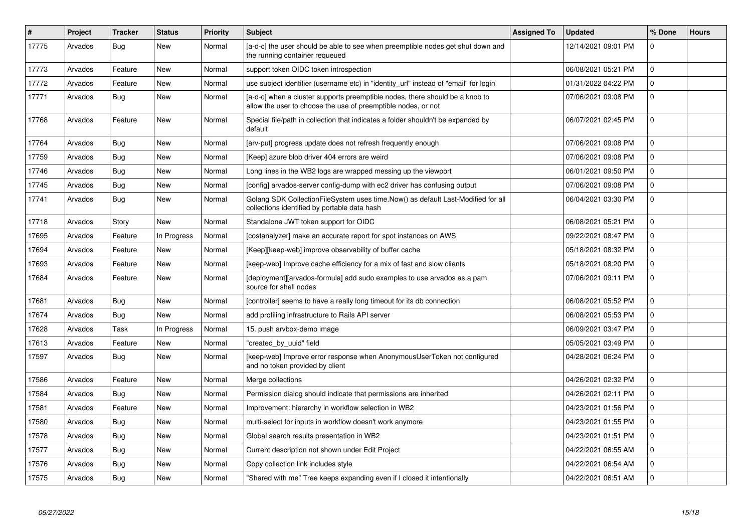| # | Project | Tracker | Status | Priority | Subject | Assigned To | Updated | % Done | Hours |
|---|---|---|---|---|---|---|---|---|---|
| 17775 | Arvados | Bug | New | Normal | [a-d-c] the user should be able to see when preemptible nodes get shut down and the running container requeued | | 12/14/2021 09:01 PM | 0 | |
| 17773 | Arvados | Feature | New | Normal | support token OIDC token introspection | | 06/08/2021 05:21 PM | 0 | |
| 17772 | Arvados | Feature | New | Normal | use subject identifier (username etc) in "identity_url" instead of "email" for login | | 01/31/2022 04:22 PM | 0 | |
| 17771 | Arvados | Bug | New | Normal | [a-d-c] when a cluster supports preemptible nodes, there should be a knob to allow the user to choose the use of preemptible nodes, or not | | 07/06/2021 09:08 PM | 0 | |
| 17768 | Arvados | Feature | New | Normal | Special file/path in collection that indicates a folder shouldn't be expanded by default | | 06/07/2021 02:45 PM | 0 | |
| 17764 | Arvados | Bug | New | Normal | [arv-put] progress update does not refresh frequently enough | | 07/06/2021 09:08 PM | 0 | |
| 17759 | Arvados | Bug | New | Normal | [Keep] azure blob driver 404 errors are weird | | 07/06/2021 09:08 PM | 0 | |
| 17746 | Arvados | Bug | New | Normal | Long lines in the WB2 logs are wrapped messing up the viewport | | 06/01/2021 09:50 PM | 0 | |
| 17745 | Arvados | Bug | New | Normal | [config] arvados-server config-dump with ec2 driver has confusing output | | 07/06/2021 09:08 PM | 0 | |
| 17741 | Arvados | Bug | New | Normal | Golang SDK CollectionFileSystem uses time.Now() as default Last-Modified for all collections identified by portable data hash | | 06/04/2021 03:30 PM | 0 | |
| 17718 | Arvados | Story | New | Normal | Standalone JWT token support for OIDC | | 06/08/2021 05:21 PM | 0 | |
| 17695 | Arvados | Feature | In Progress | Normal | [costanalyzer] make an accurate report for spot instances on AWS | | 09/22/2021 08:47 PM | 0 | |
| 17694 | Arvados | Feature | New | Normal | [Keep][keep-web] improve observability of buffer cache | | 05/18/2021 08:32 PM | 0 | |
| 17693 | Arvados | Feature | New | Normal | [keep-web] Improve cache efficiency for a mix of fast and slow clients | | 05/18/2021 08:20 PM | 0 | |
| 17684 | Arvados | Feature | New | Normal | [deployment][arvados-formula] add sudo examples to use arvados as a pam source for shell nodes | | 07/06/2021 09:11 PM | 0 | |
| 17681 | Arvados | Bug | New | Normal | [controller] seems to have a really long timeout for its db connection | | 06/08/2021 05:52 PM | 0 | |
| 17674 | Arvados | Bug | New | Normal | add profiling infrastructure to Rails API server | | 06/08/2021 05:53 PM | 0 | |
| 17628 | Arvados | Task | In Progress | Normal | 15. push arvbox-demo image | | 06/09/2021 03:47 PM | 0 | |
| 17613 | Arvados | Feature | New | Normal | "created_by_uuid" field | | 05/05/2021 03:49 PM | 0 | |
| 17597 | Arvados | Bug | New | Normal | [keep-web] Improve error response when AnonymousUserToken not configured and no token provided by client | | 04/28/2021 06:24 PM | 0 | |
| 17586 | Arvados | Feature | New | Normal | Merge collections | | 04/26/2021 02:32 PM | 0 | |
| 17584 | Arvados | Bug | New | Normal | Permission dialog should indicate that permissions are inherited | | 04/26/2021 02:11 PM | 0 | |
| 17581 | Arvados | Feature | New | Normal | Improvement: hierarchy in workflow selection in WB2 | | 04/23/2021 01:56 PM | 0 | |
| 17580 | Arvados | Bug | New | Normal | multi-select for inputs in workflow doesn't work anymore | | 04/23/2021 01:55 PM | 0 | |
| 17578 | Arvados | Bug | New | Normal | Global search results presentation in WB2 | | 04/23/2021 01:51 PM | 0 | |
| 17577 | Arvados | Bug | New | Normal | Current description not shown under Edit Project | | 04/22/2021 06:55 AM | 0 | |
| 17576 | Arvados | Bug | New | Normal | Copy collection link includes style | | 04/22/2021 06:54 AM | 0 | |
| 17575 | Arvados | Bug | New | Normal | "Shared with me" Tree keeps expanding even if I closed it intentionally | | 04/22/2021 06:51 AM | 0 | |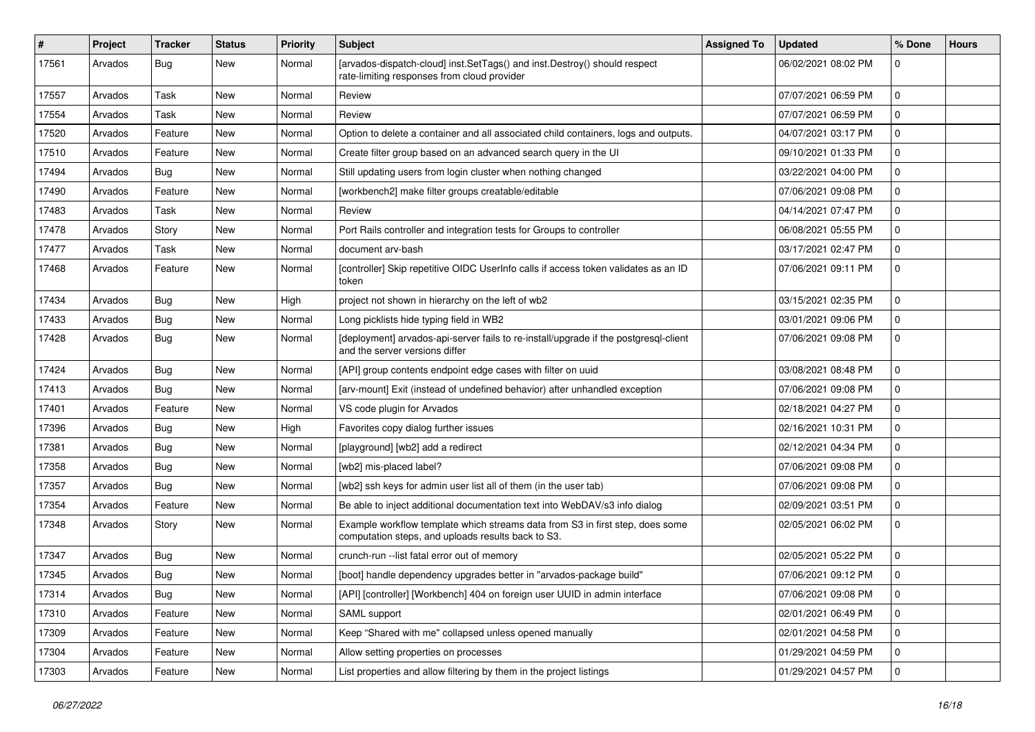| # | Project | Tracker | Status | Priority | Subject | Assigned To | Updated | % Done | Hours |
|---|---|---|---|---|---|---|---|---|---|
| 17561 | Arvados | Bug | New | Normal | [arvados-dispatch-cloud] inst.SetTags() and inst.Destroy() should respect rate-limiting responses from cloud provider | | 06/02/2021 08:02 PM | 0 | |
| 17557 | Arvados | Task | New | Normal | Review | | 07/07/2021 06:59 PM | 0 | |
| 17554 | Arvados | Task | New | Normal | Review | | 07/07/2021 06:59 PM | 0 | |
| 17520 | Arvados | Feature | New | Normal | Option to delete a container and all associated child containers, logs and outputs. | | 04/07/2021 03:17 PM | 0 | |
| 17510 | Arvados | Feature | New | Normal | Create filter group based on an advanced search query in the UI | | 09/10/2021 01:33 PM | 0 | |
| 17494 | Arvados | Bug | New | Normal | Still updating users from login cluster when nothing changed | | 03/22/2021 04:00 PM | 0 | |
| 17490 | Arvados | Feature | New | Normal | [workbench2] make filter groups creatable/editable | | 07/06/2021 09:08 PM | 0 | |
| 17483 | Arvados | Task | New | Normal | Review | | 04/14/2021 07:47 PM | 0 | |
| 17478 | Arvados | Story | New | Normal | Port Rails controller and integration tests for Groups to controller | | 06/08/2021 05:55 PM | 0 | |
| 17477 | Arvados | Task | New | Normal | document arv-bash | | 03/17/2021 02:47 PM | 0 | |
| 17468 | Arvados | Feature | New | Normal | [controller] Skip repetitive OIDC UserInfo calls if access token validates as an ID token | | 07/06/2021 09:11 PM | 0 | |
| 17434 | Arvados | Bug | New | High | project not shown in hierarchy on the left of wb2 | | 03/15/2021 02:35 PM | 0 | |
| 17433 | Arvados | Bug | New | Normal | Long picklists hide typing field in WB2 | | 03/01/2021 09:06 PM | 0 | |
| 17428 | Arvados | Bug | New | Normal | [deployment] arvados-api-server fails to re-install/upgrade if the postgresql-client and the server versions differ | | 07/06/2021 09:08 PM | 0 | |
| 17424 | Arvados | Bug | New | Normal | [API] group contents endpoint edge cases with filter on uuid | | 03/08/2021 08:48 PM | 0 | |
| 17413 | Arvados | Bug | New | Normal | [arv-mount] Exit (instead of undefined behavior) after unhandled exception | | 07/06/2021 09:08 PM | 0 | |
| 17401 | Arvados | Feature | New | Normal | VS code plugin for Arvados | | 02/18/2021 04:27 PM | 0 | |
| 17396 | Arvados | Bug | New | High | Favorites copy dialog further issues | | 02/16/2021 10:31 PM | 0 | |
| 17381 | Arvados | Bug | New | Normal | [playground] [wb2] add a redirect | | 02/12/2021 04:34 PM | 0 | |
| 17358 | Arvados | Bug | New | Normal | [wb2] mis-placed label? | | 07/06/2021 09:08 PM | 0 | |
| 17357 | Arvados | Bug | New | Normal | [wb2] ssh keys for admin user list all of them (in the user tab) | | 07/06/2021 09:08 PM | 0 | |
| 17354 | Arvados | Feature | New | Normal | Be able to inject additional documentation text into WebDAV/s3 info dialog | | 02/09/2021 03:51 PM | 0 | |
| 17348 | Arvados | Story | New | Normal | Example workflow template which streams data from S3 in first step, does some computation steps, and uploads results back to S3. | | 02/05/2021 06:02 PM | 0 | |
| 17347 | Arvados | Bug | New | Normal | crunch-run --list fatal error out of memory | | 02/05/2021 05:22 PM | 0 | |
| 17345 | Arvados | Bug | New | Normal | [boot] handle dependency upgrades better in "arvados-package build" | | 07/06/2021 09:12 PM | 0 | |
| 17314 | Arvados | Bug | New | Normal | [API] [controller] [Workbench] 404 on foreign user UUID in admin interface | | 07/06/2021 09:08 PM | 0 | |
| 17310 | Arvados | Feature | New | Normal | SAML support | | 02/01/2021 06:49 PM | 0 | |
| 17309 | Arvados | Feature | New | Normal | Keep "Shared with me" collapsed unless opened manually | | 02/01/2021 04:58 PM | 0 | |
| 17304 | Arvados | Feature | New | Normal | Allow setting properties on processes | | 01/29/2021 04:59 PM | 0 | |
| 17303 | Arvados | Feature | New | Normal | List properties and allow filtering by them in the project listings | | 01/29/2021 04:57 PM | 0 | |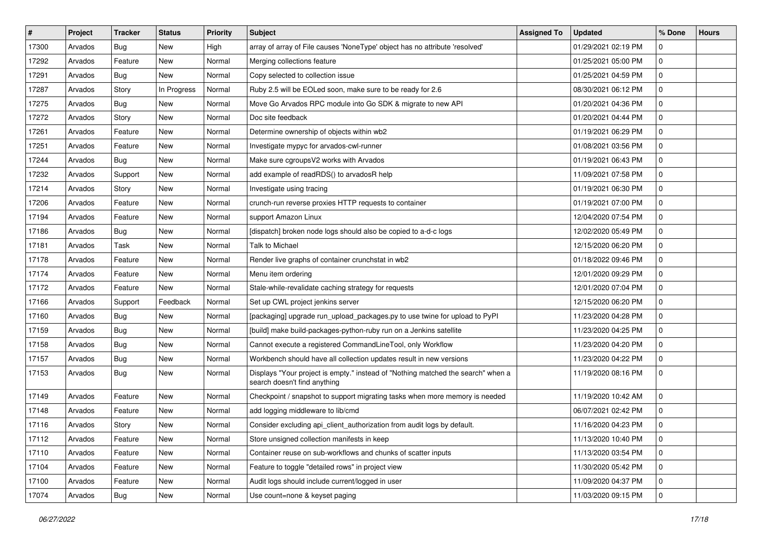| # | Project | Tracker | Status | Priority | Subject | Assigned To | Updated | % Done | Hours |
|---|---|---|---|---|---|---|---|---|---|
| 17300 | Arvados | Bug | New | High | array of array of File causes 'NoneType' object has no attribute 'resolved' | | 01/29/2021 02:19 PM | 0 | |
| 17292 | Arvados | Feature | New | Normal | Merging collections feature | | 01/25/2021 05:00 PM | 0 | |
| 17291 | Arvados | Bug | New | Normal | Copy selected to collection issue | | 01/25/2021 04:59 PM | 0 | |
| 17287 | Arvados | Story | In Progress | Normal | Ruby 2.5 will be EOLed soon, make sure to be ready for 2.6 | | 08/30/2021 06:12 PM | 0 | |
| 17275 | Arvados | Bug | New | Normal | Move Go Arvados RPC module into Go SDK & migrate to new API | | 01/20/2021 04:36 PM | 0 | |
| 17272 | Arvados | Story | New | Normal | Doc site feedback | | 01/20/2021 04:44 PM | 0 | |
| 17261 | Arvados | Feature | New | Normal | Determine ownership of objects within wb2 | | 01/19/2021 06:29 PM | 0 | |
| 17251 | Arvados | Feature | New | Normal | Investigate mypyc for arvados-cwl-runner | | 01/08/2021 03:56 PM | 0 | |
| 17244 | Arvados | Bug | New | Normal | Make sure cgroupsV2 works with Arvados | | 01/19/2021 06:43 PM | 0 | |
| 17232 | Arvados | Support | New | Normal | add example of readRDS() to arvadosR help | | 11/09/2021 07:58 PM | 0 | |
| 17214 | Arvados | Story | New | Normal | Investigate using tracing | | 01/19/2021 06:30 PM | 0 | |
| 17206 | Arvados | Feature | New | Normal | crunch-run reverse proxies HTTP requests to container | | 01/19/2021 07:00 PM | 0 | |
| 17194 | Arvados | Feature | New | Normal | support Amazon Linux | | 12/04/2020 07:54 PM | 0 | |
| 17186 | Arvados | Bug | New | Normal | [dispatch] broken node logs should also be copied to a-d-c logs | | 12/02/2020 05:49 PM | 0 | |
| 17181 | Arvados | Task | New | Normal | Talk to Michael | | 12/15/2020 06:20 PM | 0 | |
| 17178 | Arvados | Feature | New | Normal | Render live graphs of container crunchstat in wb2 | | 01/18/2022 09:46 PM | 0 | |
| 17174 | Arvados | Feature | New | Normal | Menu item ordering | | 12/01/2020 09:29 PM | 0 | |
| 17172 | Arvados | Feature | New | Normal | Stale-while-revalidate caching strategy for requests | | 12/01/2020 07:04 PM | 0 | |
| 17166 | Arvados | Support | Feedback | Normal | Set up CWL project jenkins server | | 12/15/2020 06:20 PM | 0 | |
| 17160 | Arvados | Bug | New | Normal | [packaging] upgrade run_upload_packages.py to use twine for upload to PyPI | | 11/23/2020 04:28 PM | 0 | |
| 17159 | Arvados | Bug | New | Normal | [build] make build-packages-python-ruby run on a Jenkins satellite | | 11/23/2020 04:25 PM | 0 | |
| 17158 | Arvados | Bug | New | Normal | Cannot execute a registered CommandLineTool, only Workflow | | 11/23/2020 04:20 PM | 0 | |
| 17157 | Arvados | Bug | New | Normal | Workbench should have all collection updates result in new versions | | 11/23/2020 04:22 PM | 0 | |
| 17153 | Arvados | Bug | New | Normal | Displays "Your project is empty." instead of "Nothing matched the search" when a search doesn't find anything | | 11/19/2020 08:16 PM | 0 | |
| 17149 | Arvados | Feature | New | Normal | Checkpoint / snapshot to support migrating tasks when more memory is needed | | 11/19/2020 10:42 AM | 0 | |
| 17148 | Arvados | Feature | New | Normal | add logging middleware to lib/cmd | | 06/07/2021 02:42 PM | 0 | |
| 17116 | Arvados | Story | New | Normal | Consider excluding api_client_authorization from audit logs by default. | | 11/16/2020 04:23 PM | 0 | |
| 17112 | Arvados | Feature | New | Normal | Store unsigned collection manifests in keep | | 11/13/2020 10:40 PM | 0 | |
| 17110 | Arvados | Feature | New | Normal | Container reuse on sub-workflows and chunks of scatter inputs | | 11/13/2020 03:54 PM | 0 | |
| 17104 | Arvados | Feature | New | Normal | Feature to toggle "detailed rows" in project view | | 11/30/2020 05:42 PM | 0 | |
| 17100 | Arvados | Feature | New | Normal | Audit logs should include current/logged in user | | 11/09/2020 04:37 PM | 0 | |
| 17074 | Arvados | Bug | New | Normal | Use count=none & keyset paging | | 11/03/2020 09:15 PM | 0 | |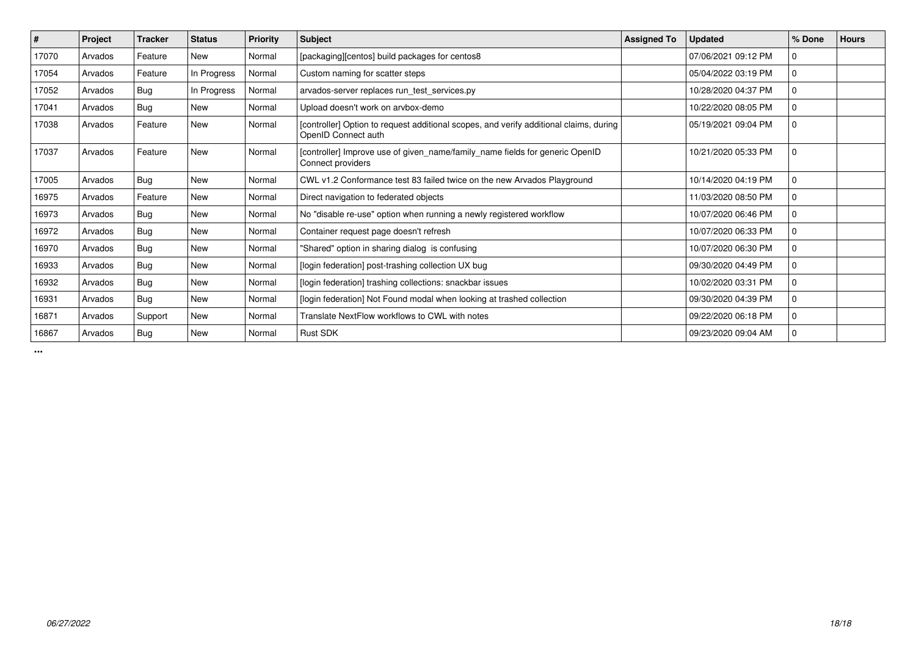| # | Project | Tracker | Status | Priority | Subject | Assigned To | Updated | % Done | Hours |
|---|---|---|---|---|---|---|---|---|---|
| 17070 | Arvados | Feature | New | Normal | [packaging][centos] build packages for centos8 | | 07/06/2021 09:12 PM | 0 | |
| 17054 | Arvados | Feature | In Progress | Normal | Custom naming for scatter steps | | 05/04/2022 03:19 PM | 0 | |
| 17052 | Arvados | Bug | In Progress | Normal | arvados-server replaces run_test_services.py | | 10/28/2020 04:37 PM | 0 | |
| 17041 | Arvados | Bug | New | Normal | Upload doesn't work on arvbox-demo | | 10/22/2020 08:05 PM | 0 | |
| 17038 | Arvados | Feature | New | Normal | [controller] Option to request additional scopes, and verify additional claims, during OpenID Connect auth | | 05/19/2021 09:04 PM | 0 | |
| 17037 | Arvados | Feature | New | Normal | [controller] Improve use of given_name/family_name fields for generic OpenID Connect providers | | 10/21/2020 05:33 PM | 0 | |
| 17005 | Arvados | Bug | New | Normal | CWL v1.2 Conformance test 83 failed twice on the new Arvados Playground | | 10/14/2020 04:19 PM | 0 | |
| 16975 | Arvados | Feature | New | Normal | Direct navigation to federated objects | | 11/03/2020 08:50 PM | 0 | |
| 16973 | Arvados | Bug | New | Normal | No "disable re-use" option when running a newly registered workflow | | 10/07/2020 06:46 PM | 0 | |
| 16972 | Arvados | Bug | New | Normal | Container request page doesn't refresh | | 10/07/2020 06:33 PM | 0 | |
| 16970 | Arvados | Bug | New | Normal | "Shared" option in sharing dialog is confusing | | 10/07/2020 06:30 PM | 0 | |
| 16933 | Arvados | Bug | New | Normal | [login federation] post-trashing collection UX bug | | 09/30/2020 04:49 PM | 0 | |
| 16932 | Arvados | Bug | New | Normal | [login federation] trashing collections: snackbar issues | | 10/02/2020 03:31 PM | 0 | |
| 16931 | Arvados | Bug | New | Normal | [login federation] Not Found modal when looking at trashed collection | | 09/30/2020 04:39 PM | 0 | |
| 16871 | Arvados | Support | New | Normal | Translate NextFlow workflows to CWL with notes | | 09/22/2020 06:18 PM | 0 | |
| 16867 | Arvados | Bug | New | Normal | Rust SDK | | 09/23/2020 09:04 AM | 0 | |

...